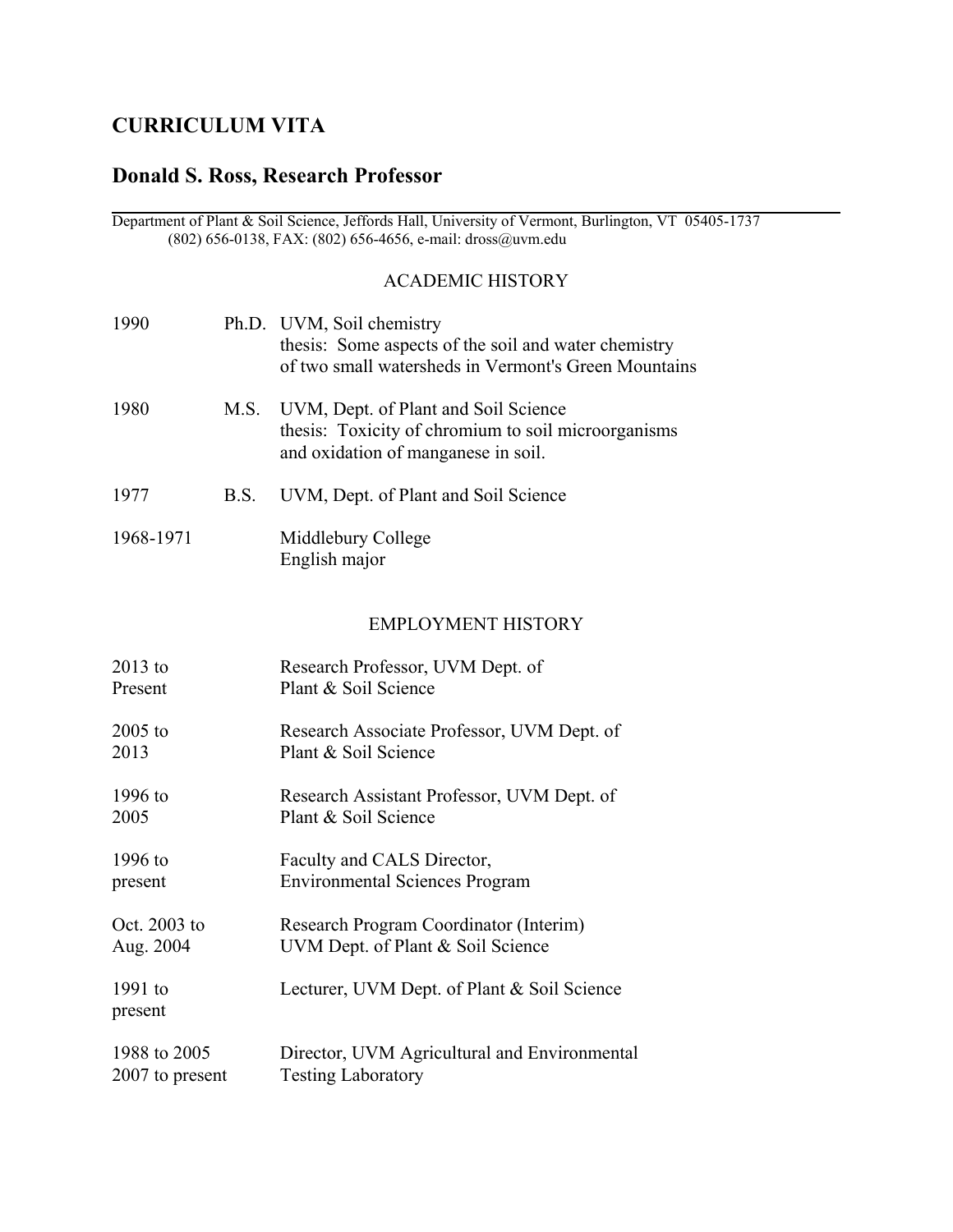# CURRICULUM VITA

## Donald S. Ross, Research Professor

Department of Plant & Soil Science, Jeffords Hall, University of Vermont, Burlington, VT 05405-1737
(802) 656-0138, FAX: (802) 656-4656, e-mail: dross@uvm.edu

### ACADEMIC HISTORY

| | | |
|---|---|---|
| 1990 | Ph.D. | UVM, Soil chemistry<br>thesis: Some aspects of the soil and water chemistry of two small watersheds in Vermont's Green Mountains |
| 1980 | M.S. | UVM, Dept. of Plant and Soil Science<br>thesis: Toxicity of chromium to soil microorganisms and oxidation of manganese in soil. |
| 1977 | B.S. | UVM, Dept. of Plant and Soil Science |
| 1968-1971 | | Middlebury College<br>English major |

### EMPLOYMENT HISTORY

| | |
|---|---|
| 2013 to Present | Research Professor, UVM Dept. of Plant & Soil Science |
| 2005 to 2013 | Research Associate Professor, UVM Dept. of Plant & Soil Science |
| 1996 to 2005 | Research Assistant Professor, UVM Dept. of Plant & Soil Science |
| 1996 to present | Faculty and CALS Director, Environmental Sciences Program |
| Oct. 2003 to Aug. 2004 | Research Program Coordinator (Interim)<br>UVM Dept. of Plant & Soil Science |
| 1991 to present | Lecturer, UVM Dept. of Plant & Soil Science |
| 1988 to 2005<br>2007 to present | Director, UVM Agricultural and Environmental Testing Laboratory |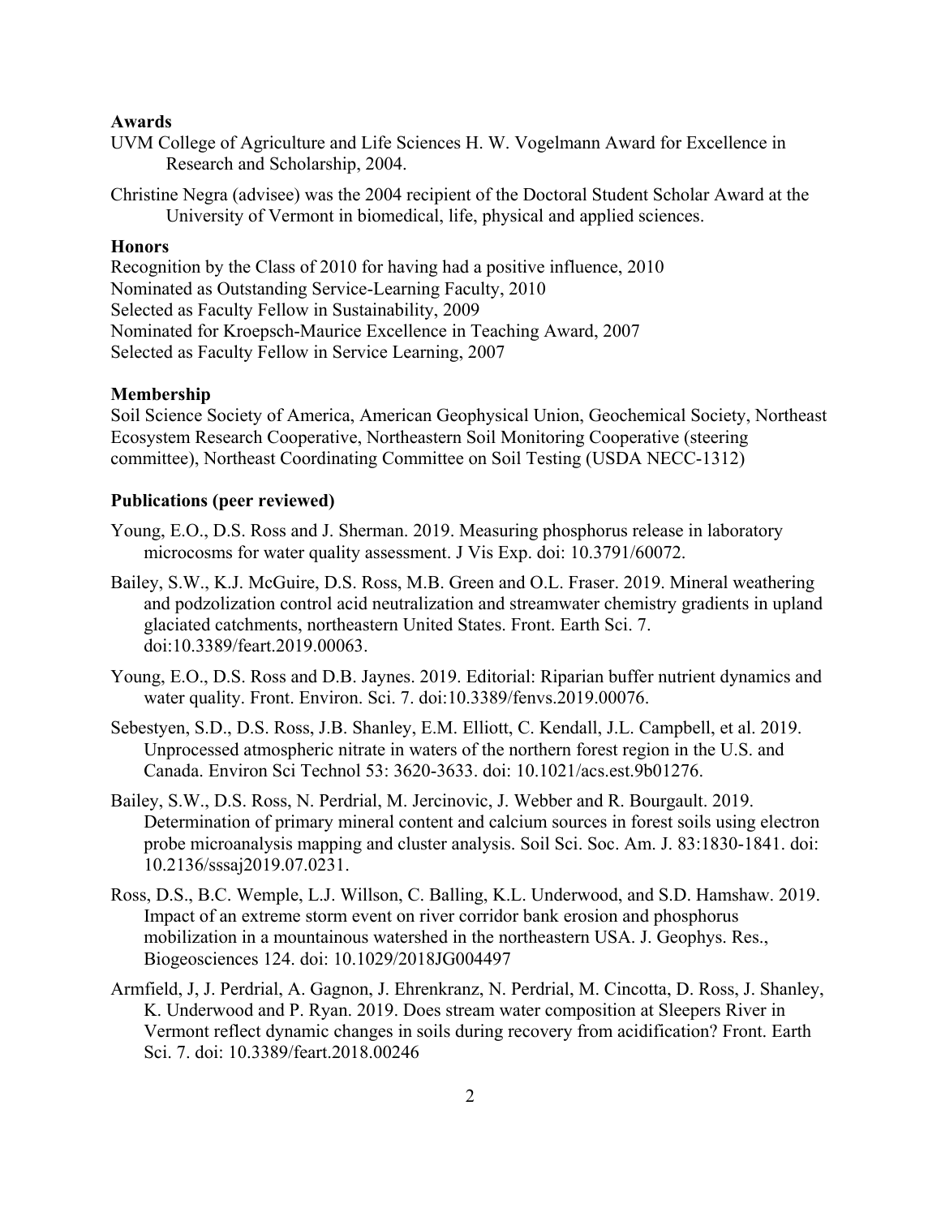**Awards**

UVM College of Agriculture and Life Sciences H. W. Vogelmann Award for Excellence in Research and Scholarship, 2004.

Christine Negra (advisee) was the 2004 recipient of the Doctoral Student Scholar Award at the University of Vermont in biomedical, life, physical and applied sciences.

**Honors**

Recognition by the Class of 2010 for having had a positive influence, 2010
Nominated as Outstanding Service-Learning Faculty, 2010
Selected as Faculty Fellow in Sustainability, 2009
Nominated for Kroepsch-Maurice Excellence in Teaching Award, 2007
Selected as Faculty Fellow in Service Learning, 2007

**Membership**

Soil Science Society of America, American Geophysical Union, Geochemical Society, Northeast Ecosystem Research Cooperative, Northeastern Soil Monitoring Cooperative (steering committee), Northeast Coordinating Committee on Soil Testing (USDA NECC-1312)

**Publications (peer reviewed)**

Young, E.O., D.S. Ross and J. Sherman. 2019. Measuring phosphorus release in laboratory microcosms for water quality assessment. J Vis Exp. doi: 10.3791/60072.

Bailey, S.W., K.J. McGuire, D.S. Ross, M.B. Green and O.L. Fraser. 2019. Mineral weathering and podzolization control acid neutralization and streamwater chemistry gradients in upland glaciated catchments, northeastern United States. Front. Earth Sci. 7. doi:10.3389/feart.2019.00063.

Young, E.O., D.S. Ross and D.B. Jaynes. 2019. Editorial: Riparian buffer nutrient dynamics and water quality. Front. Environ. Sci. 7. doi:10.3389/fenvs.2019.00076.

Sebestyen, S.D., D.S. Ross, J.B. Shanley, E.M. Elliott, C. Kendall, J.L. Campbell, et al. 2019. Unprocessed atmospheric nitrate in waters of the northern forest region in the U.S. and Canada. Environ Sci Technol 53: 3620-3633. doi: 10.1021/acs.est.9b01276.

Bailey, S.W., D.S. Ross, N. Perdrial, M. Jercinovic, J. Webber and R. Bourgault. 2019. Determination of primary mineral content and calcium sources in forest soils using electron probe microanalysis mapping and cluster analysis. Soil Sci. Soc. Am. J. 83:1830-1841. doi: 10.2136/sssaj2019.07.0231.

Ross, D.S., B.C. Wemple, L.J. Willson, C. Balling, K.L. Underwood, and S.D. Hamshaw. 2019. Impact of an extreme storm event on river corridor bank erosion and phosphorus mobilization in a mountainous watershed in the northeastern USA. J. Geophys. Res., Biogeosciences 124. doi: 10.1029/2018JG004497

Armfield, J, J. Perdrial, A. Gagnon, J. Ehrenkranz, N. Perdrial, M. Cincotta, D. Ross, J. Shanley, K. Underwood and P. Ryan. 2019. Does stream water composition at Sleepers River in Vermont reflect dynamic changes in soils during recovery from acidification? Front. Earth Sci. 7. doi: 10.3389/feart.2018.00246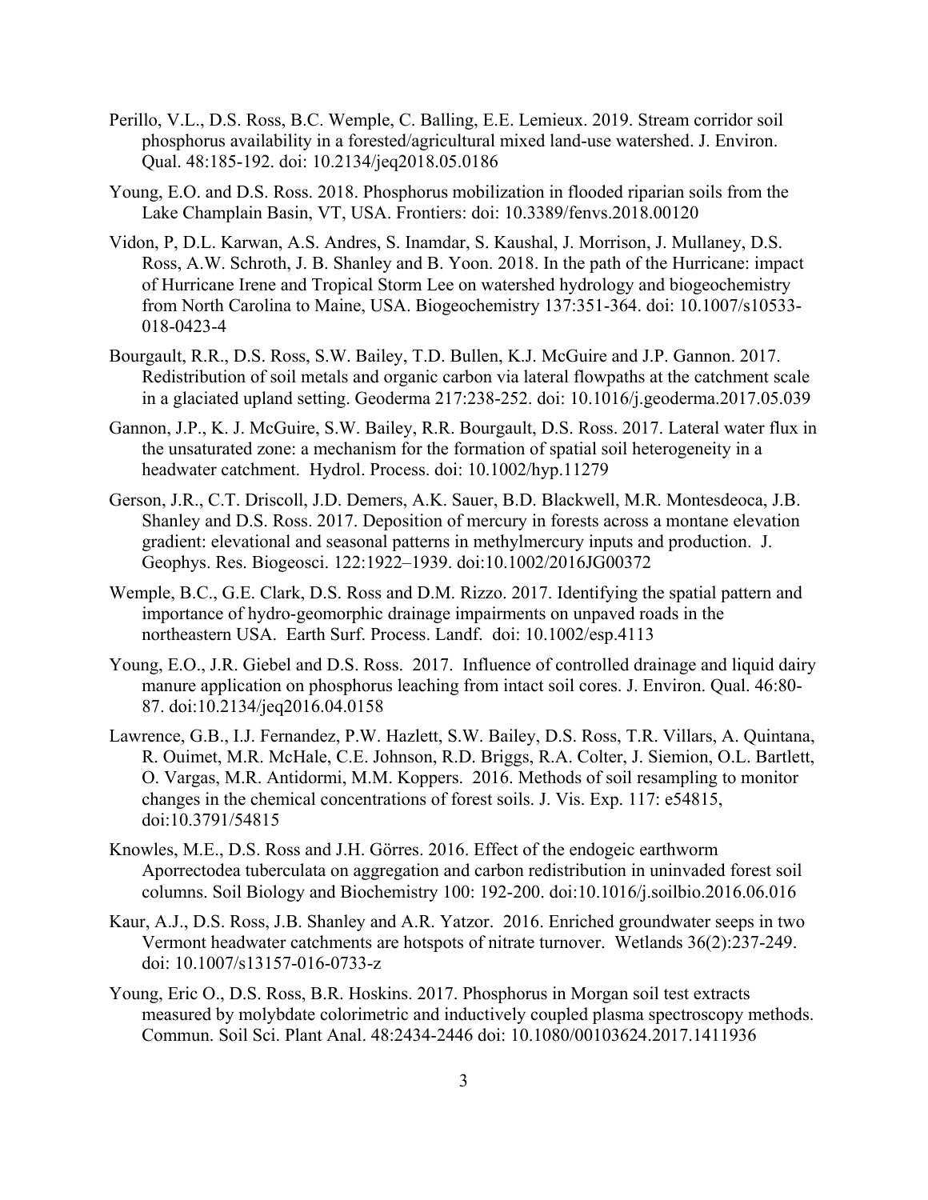Perillo, V.L., D.S. Ross, B.C. Wemple, C. Balling, E.E. Lemieux. 2019. Stream corridor soil phosphorus availability in a forested/agricultural mixed land-use watershed. J. Environ. Qual. 48:185-192. doi: 10.2134/jeq2018.05.0186

Young, E.O. and D.S. Ross. 2018. Phosphorus mobilization in flooded riparian soils from the Lake Champlain Basin, VT, USA. Frontiers: doi: 10.3389/fenvs.2018.00120

Vidon, P, D.L. Karwan, A.S. Andres, S. Inamdar, S. Kaushal, J. Morrison, J. Mullaney, D.S. Ross, A.W. Schroth, J. B. Shanley and B. Yoon. 2018. In the path of the Hurricane: impact of Hurricane Irene and Tropical Storm Lee on watershed hydrology and biogeochemistry from North Carolina to Maine, USA. Biogeochemistry 137:351-364. doi: 10.1007/s10533-018-0423-4

Bourgault, R.R., D.S. Ross, S.W. Bailey, T.D. Bullen, K.J. McGuire and J.P. Gannon. 2017. Redistribution of soil metals and organic carbon via lateral flowpaths at the catchment scale in a glaciated upland setting. Geoderma 217:238-252. doi: 10.1016/j.geoderma.2017.05.039

Gannon, J.P., K. J. McGuire, S.W. Bailey, R.R. Bourgault, D.S. Ross. 2017. Lateral water flux in the unsaturated zone: a mechanism for the formation of spatial soil heterogeneity in a headwater catchment. Hydrol. Process. doi: 10.1002/hyp.11279

Gerson, J.R., C.T. Driscoll, J.D. Demers, A.K. Sauer, B.D. Blackwell, M.R. Montesdeoca, J.B. Shanley and D.S. Ross. 2017. Deposition of mercury in forests across a montane elevation gradient: elevational and seasonal patterns in methylmercury inputs and production. J. Geophys. Res. Biogeosci. 122:1922–1939. doi:10.1002/2016JG00372

Wemple, B.C., G.E. Clark, D.S. Ross and D.M. Rizzo. 2017. Identifying the spatial pattern and importance of hydro-geomorphic drainage impairments on unpaved roads in the northeastern USA. Earth Surf. Process. Landf. doi: 10.1002/esp.4113

Young, E.O., J.R. Giebel and D.S. Ross. 2017. Influence of controlled drainage and liquid dairy manure application on phosphorus leaching from intact soil cores. J. Environ. Qual. 46:80-87. doi:10.2134/jeq2016.04.0158

Lawrence, G.B., I.J. Fernandez, P.W. Hazlett, S.W. Bailey, D.S. Ross, T.R. Villars, A. Quintana, R. Ouimet, M.R. McHale, C.E. Johnson, R.D. Briggs, R.A. Colter, J. Siemion, O.L. Bartlett, O. Vargas, M.R. Antidormi, M.M. Koppers. 2016. Methods of soil resampling to monitor changes in the chemical concentrations of forest soils. J. Vis. Exp. 117: e54815, doi:10.3791/54815

Knowles, M.E., D.S. Ross and J.H. Görres. 2016. Effect of the endogeic earthworm Aporrectodea tuberculata on aggregation and carbon redistribution in uninvaded forest soil columns. Soil Biology and Biochemistry 100: 192-200. doi:10.1016/j.soilbio.2016.06.016

Kaur, A.J., D.S. Ross, J.B. Shanley and A.R. Yatzor. 2016. Enriched groundwater seeps in two Vermont headwater catchments are hotspots of nitrate turnover. Wetlands 36(2):237-249. doi: 10.1007/s13157-016-0733-z

Young, Eric O., D.S. Ross, B.R. Hoskins. 2017. Phosphorus in Morgan soil test extracts measured by molybdate colorimetric and inductively coupled plasma spectroscopy methods. Commun. Soil Sci. Plant Anal. 48:2434-2446 doi: 10.1080/00103624.2017.1411936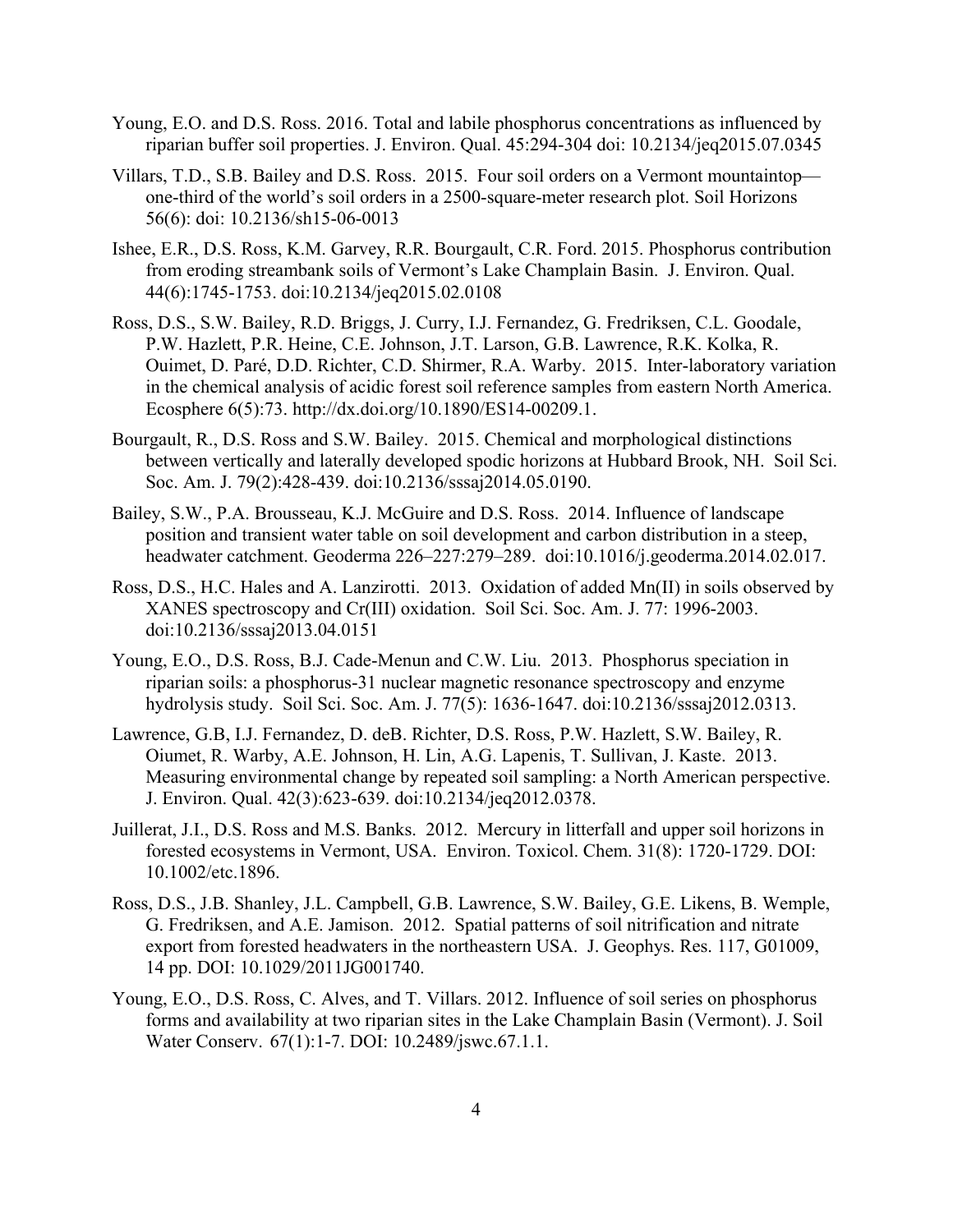Young, E.O. and D.S. Ross. 2016. Total and labile phosphorus concentrations as influenced by riparian buffer soil properties. J. Environ. Qual. 45:294-304 doi: 10.2134/jeq2015.07.0345

Villars, T.D., S.B. Bailey and D.S. Ross. 2015. Four soil orders on a Vermont mountaintop—one-third of the world's soil orders in a 2500-square-meter research plot. Soil Horizons 56(6): doi: 10.2136/sh15-06-0013

Ishee, E.R., D.S. Ross, K.M. Garvey, R.R. Bourgault, C.R. Ford. 2015. Phosphorus contribution from eroding streambank soils of Vermont's Lake Champlain Basin. J. Environ. Qual. 44(6):1745-1753. doi:10.2134/jeq2015.02.0108

Ross, D.S., S.W. Bailey, R.D. Briggs, J. Curry, I.J. Fernandez, G. Fredriksen, C.L. Goodale, P.W. Hazlett, P.R. Heine, C.E. Johnson, J.T. Larson, G.B. Lawrence, R.K. Kolka, R. Ouimet, D. Paré, D.D. Richter, C.D. Shirmer, R.A. Warby. 2015. Inter-laboratory variation in the chemical analysis of acidic forest soil reference samples from eastern North America. Ecosphere 6(5):73. http://dx.doi.org/10.1890/ES14-00209.1.

Bourgault, R., D.S. Ross and S.W. Bailey. 2015. Chemical and morphological distinctions between vertically and laterally developed spodic horizons at Hubbard Brook, NH. Soil Sci. Soc. Am. J. 79(2):428-439. doi:10.2136/sssaj2014.05.0190.

Bailey, S.W., P.A. Brousseau, K.J. McGuire and D.S. Ross. 2014. Influence of landscape position and transient water table on soil development and carbon distribution in a steep, headwater catchment. Geoderma 226–227:279–289. doi:10.1016/j.geoderma.2014.02.017.

Ross, D.S., H.C. Hales and A. Lanzirotti. 2013. Oxidation of added Mn(II) in soils observed by XANES spectroscopy and Cr(III) oxidation. Soil Sci. Soc. Am. J. 77: 1996-2003. doi:10.2136/sssaj2013.04.0151

Young, E.O., D.S. Ross, B.J. Cade-Menun and C.W. Liu. 2013. Phosphorus speciation in riparian soils: a phosphorus-31 nuclear magnetic resonance spectroscopy and enzyme hydrolysis study. Soil Sci. Soc. Am. J. 77(5): 1636-1647. doi:10.2136/sssaj2012.0313.

Lawrence, G.B, I.J. Fernandez, D. deB. Richter, D.S. Ross, P.W. Hazlett, S.W. Bailey, R. Oiumet, R. Warby, A.E. Johnson, H. Lin, A.G. Lapenis, T. Sullivan, J. Kaste. 2013. Measuring environmental change by repeated soil sampling: a North American perspective. J. Environ. Qual. 42(3):623-639. doi:10.2134/jeq2012.0378.

Juillerat, J.I., D.S. Ross and M.S. Banks. 2012. Mercury in litterfall and upper soil horizons in forested ecosystems in Vermont, USA. Environ. Toxicol. Chem. 31(8): 1720-1729. DOI: 10.1002/etc.1896.

Ross, D.S., J.B. Shanley, J.L. Campbell, G.B. Lawrence, S.W. Bailey, G.E. Likens, B. Wemple, G. Fredriksen, and A.E. Jamison. 2012. Spatial patterns of soil nitrification and nitrate export from forested headwaters in the northeastern USA. J. Geophys. Res. 117, G01009, 14 pp. DOI: 10.1029/2011JG001740.

Young, E.O., D.S. Ross, C. Alves, and T. Villars. 2012. Influence of soil series on phosphorus forms and availability at two riparian sites in the Lake Champlain Basin (Vermont). J. Soil Water Conserv. 67(1):1-7. DOI: 10.2489/jswc.67.1.1.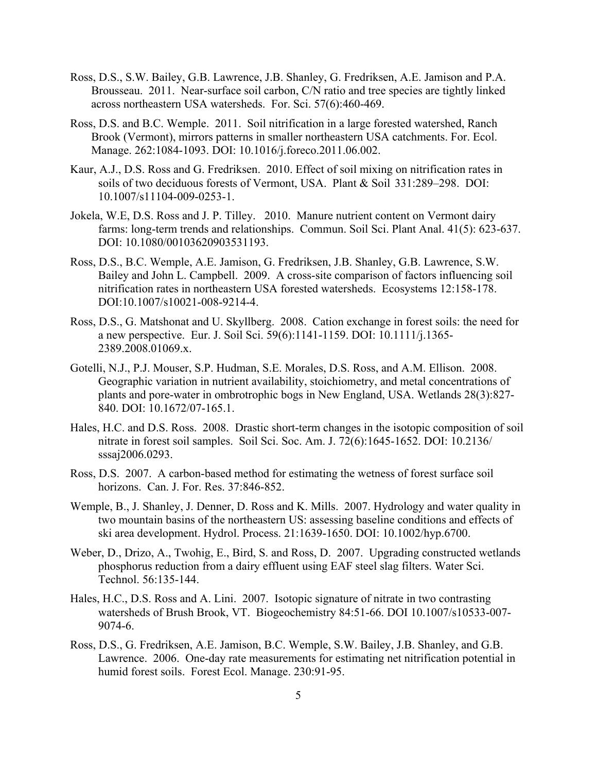Ross, D.S., S.W. Bailey, G.B. Lawrence, J.B. Shanley, G. Fredriksen, A.E. Jamison and P.A. Brousseau. 2011. Near-surface soil carbon, C/N ratio and tree species are tightly linked across northeastern USA watersheds. For. Sci. 57(6):460-469.

Ross, D.S. and B.C. Wemple. 2011. Soil nitrification in a large forested watershed, Ranch Brook (Vermont), mirrors patterns in smaller northeastern USA catchments. For. Ecol. Manage. 262:1084-1093. DOI: 10.1016/j.foreco.2011.06.002.

Kaur, A.J., D.S. Ross and G. Fredriksen. 2010. Effect of soil mixing on nitrification rates in soils of two deciduous forests of Vermont, USA. Plant & Soil 331:289–298. DOI: 10.1007/s11104-009-0253-1.

Jokela, W.E, D.S. Ross and J. P. Tilley. 2010. Manure nutrient content on Vermont dairy farms: long-term trends and relationships. Commun. Soil Sci. Plant Anal. 41(5): 623-637. DOI: 10.1080/00103620903531193.

Ross, D.S., B.C. Wemple, A.E. Jamison, G. Fredriksen, J.B. Shanley, G.B. Lawrence, S.W. Bailey and John L. Campbell. 2009. A cross-site comparison of factors influencing soil nitrification rates in northeastern USA forested watersheds. Ecosystems 12:158-178. DOI:10.1007/s10021-008-9214-4.

Ross, D.S., G. Matshonat and U. Skyllberg. 2008. Cation exchange in forest soils: the need for a new perspective. Eur. J. Soil Sci. 59(6):1141-1159. DOI: 10.1111/j.1365-2389.2008.01069.x.

Gotelli, N.J., P.J. Mouser, S.P. Hudman, S.E. Morales, D.S. Ross, and A.M. Ellison. 2008. Geographic variation in nutrient availability, stoichiometry, and metal concentrations of plants and pore-water in ombrotrophic bogs in New England, USA. Wetlands 28(3):827-840. DOI: 10.1672/07-165.1.

Hales, H.C. and D.S. Ross. 2008. Drastic short-term changes in the isotopic composition of soil nitrate in forest soil samples. Soil Sci. Soc. Am. J. 72(6):1645-1652. DOI: 10.2136/sssaj2006.0293.

Ross, D.S. 2007. A carbon-based method for estimating the wetness of forest surface soil horizons. Can. J. For. Res. 37:846-852.

Wemple, B., J. Shanley, J. Denner, D. Ross and K. Mills. 2007. Hydrology and water quality in two mountain basins of the northeastern US: assessing baseline conditions and effects of ski area development. Hydrol. Process. 21:1639-1650. DOI: 10.1002/hyp.6700.

Weber, D., Drizo, A., Twohig, E., Bird, S. and Ross, D. 2007. Upgrading constructed wetlands phosphorus reduction from a dairy effluent using EAF steel slag filters. Water Sci. Technol. 56:135-144.

Hales, H.C., D.S. Ross and A. Lini. 2007. Isotopic signature of nitrate in two contrasting watersheds of Brush Brook, VT. Biogeochemistry 84:51-66. DOI 10.1007/s10533-007-9074-6.

Ross, D.S., G. Fredriksen, A.E. Jamison, B.C. Wemple, S.W. Bailey, J.B. Shanley, and G.B. Lawrence. 2006. One-day rate measurements for estimating net nitrification potential in humid forest soils. Forest Ecol. Manage. 230:91-95.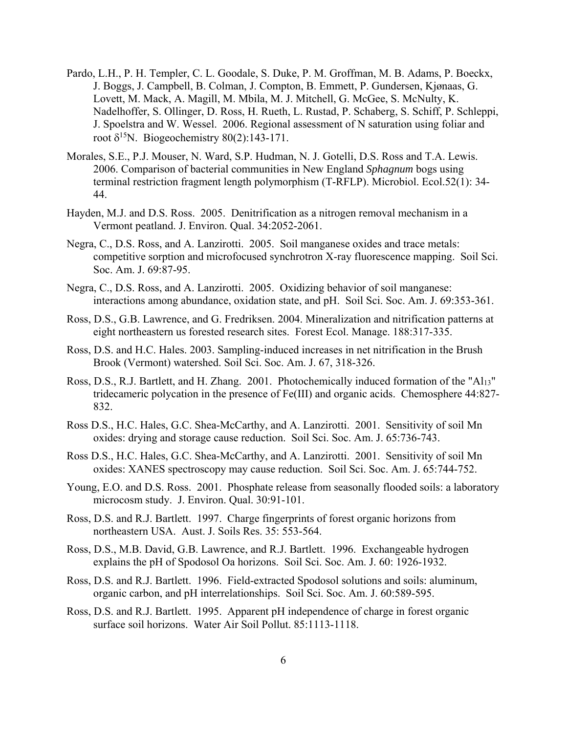Pardo, L.H., P. H. Templer, C. L. Goodale, S. Duke, P. M. Groffman, M. B. Adams, P. Boeckx, J. Boggs, J. Campbell, B. Colman, J. Compton, B. Emmett, P. Gundersen, Kjønaas, G. Lovett, M. Mack, A. Magill, M. Mbila, M. J. Mitchell, G. McGee, S. McNulty, K. Nadelhoffer, S. Ollinger, D. Ross, H. Rueth, L. Rustad, P. Schaberg, S. Schiff, P. Schleppi, J. Spoelstra and W. Wessel. 2006. Regional assessment of N saturation using foliar and root $\delta^{15}$N. Biogeochemistry 80(2):143-171.

Morales, S.E., P.J. Mouser, N. Ward, S.P. Hudman, N. J. Gotelli, D.S. Ross and T.A. Lewis. 2006. Comparison of bacterial communities in New England *Sphagnum* bogs using terminal restriction fragment length polymorphism (T-RFLP). Microbiol. Ecol.52(1): 34-44.

Hayden, M.J. and D.S. Ross. 2005. Denitrification as a nitrogen removal mechanism in a Vermont peatland. J. Environ. Qual. 34:2052-2061.

Negra, C., D.S. Ross, and A. Lanzirotti. 2005. Soil manganese oxides and trace metals: competitive sorption and microfocused synchrotron X-ray fluorescence mapping. Soil Sci. Soc. Am. J. 69:87-95.

Negra, C., D.S. Ross, and A. Lanzirotti. 2005. Oxidizing behavior of soil manganese: interactions among abundance, oxidation state, and pH. Soil Sci. Soc. Am. J. 69:353-361.

Ross, D.S., G.B. Lawrence, and G. Fredriksen. 2004. Mineralization and nitrification patterns at eight northeastern us forested research sites. Forest Ecol. Manage. 188:317-335.

Ross, D.S. and H.C. Hales. 2003. Sampling-induced increases in net nitrification in the Brush Brook (Vermont) watershed. Soil Sci. Soc. Am. J. 67, 318-326.

Ross, D.S., R.J. Bartlett, and H. Zhang. 2001. Photochemically induced formation of the "$Al_{13}$" tridecameric polycation in the presence of Fe(III) and organic acids. Chemosphere 44:827-832.

Ross D.S., H.C. Hales, G.C. Shea-McCarthy, and A. Lanzirotti. 2001. Sensitivity of soil Mn oxides: drying and storage cause reduction. Soil Sci. Soc. Am. J. 65:736-743.

Ross D.S., H.C. Hales, G.C. Shea-McCarthy, and A. Lanzirotti. 2001. Sensitivity of soil Mn oxides: XANES spectroscopy may cause reduction. Soil Sci. Soc. Am. J. 65:744-752.

Young, E.O. and D.S. Ross. 2001. Phosphate release from seasonally flooded soils: a laboratory microcosm study. J. Environ. Qual. 30:91-101.

Ross, D.S. and R.J. Bartlett. 1997. Charge fingerprints of forest organic horizons from northeastern USA. Aust. J. Soils Res. 35: 553-564.

Ross, D.S., M.B. David, G.B. Lawrence, and R.J. Bartlett. 1996. Exchangeable hydrogen explains the pH of Spodosol Oa horizons. Soil Sci. Soc. Am. J. 60: 1926-1932.

Ross, D.S. and R.J. Bartlett. 1996. Field-extracted Spodosol solutions and soils: aluminum, organic carbon, and pH interrelationships. Soil Sci. Soc. Am. J. 60:589-595.

Ross, D.S. and R.J. Bartlett. 1995. Apparent pH independence of charge in forest organic surface soil horizons. Water Air Soil Pollut. 85:1113-1118.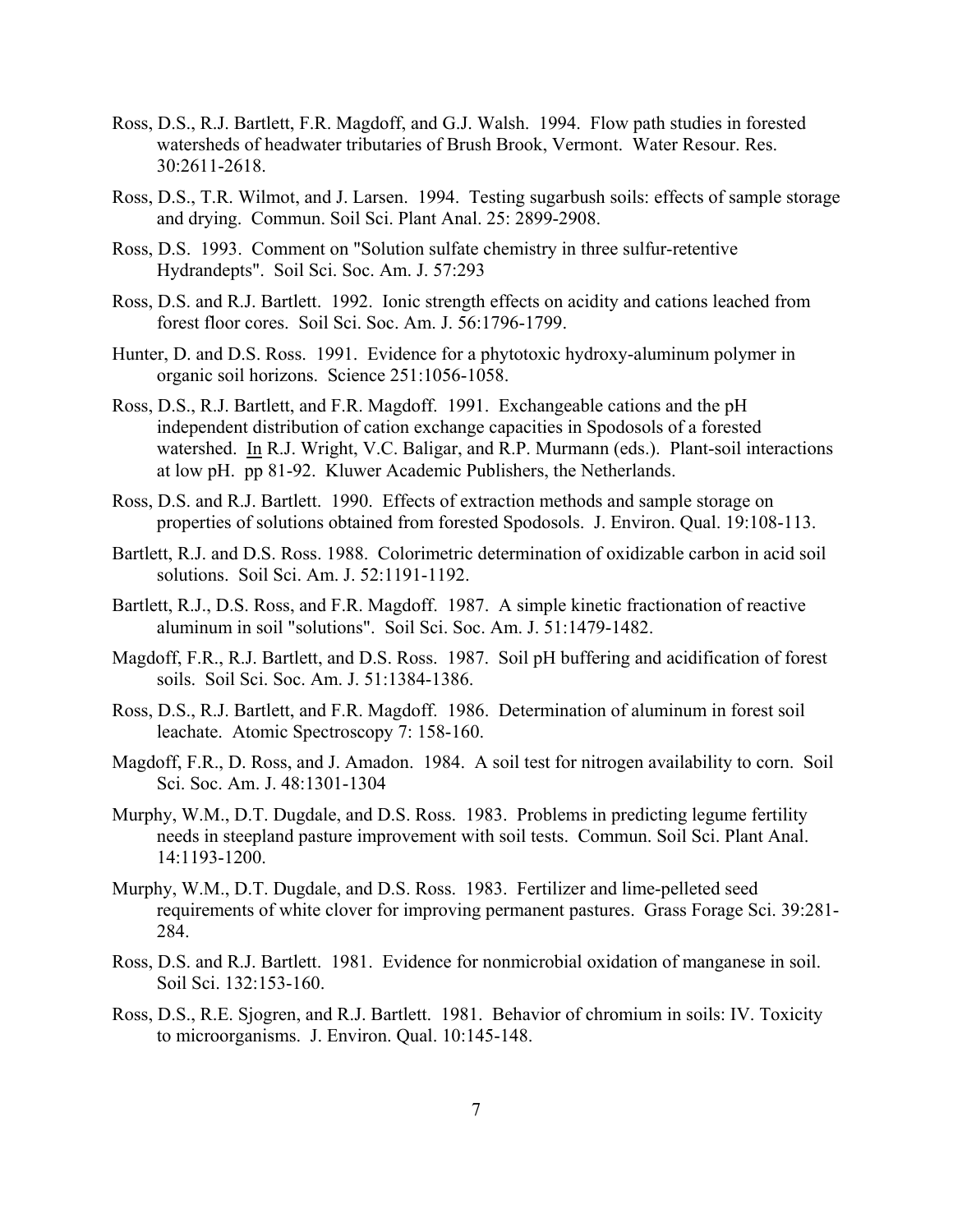Ross, D.S., R.J. Bartlett, F.R. Magdoff, and G.J. Walsh. 1994. Flow path studies in forested watersheds of headwater tributaries of Brush Brook, Vermont. Water Resour. Res. 30:2611-2618.

Ross, D.S., T.R. Wilmot, and J. Larsen. 1994. Testing sugarbush soils: effects of sample storage and drying. Commun. Soil Sci. Plant Anal. 25: 2899-2908.

Ross, D.S. 1993. Comment on "Solution sulfate chemistry in three sulfur-retentive Hydrandepts". Soil Sci. Soc. Am. J. 57:293

Ross, D.S. and R.J. Bartlett. 1992. Ionic strength effects on acidity and cations leached from forest floor cores. Soil Sci. Soc. Am. J. 56:1796-1799.

Hunter, D. and D.S. Ross. 1991. Evidence for a phytotoxic hydroxy-aluminum polymer in organic soil horizons. Science 251:1056-1058.

Ross, D.S., R.J. Bartlett, and F.R. Magdoff. 1991. Exchangeable cations and the pH independent distribution of cation exchange capacities in Spodosols of a forested watershed. In R.J. Wright, V.C. Baligar, and R.P. Murmann (eds.). Plant-soil interactions at low pH. pp 81-92. Kluwer Academic Publishers, the Netherlands.

Ross, D.S. and R.J. Bartlett. 1990. Effects of extraction methods and sample storage on properties of solutions obtained from forested Spodosols. J. Environ. Qual. 19:108-113.

Bartlett, R.J. and D.S. Ross. 1988. Colorimetric determination of oxidizable carbon in acid soil solutions. Soil Sci. Am. J. 52:1191-1192.

Bartlett, R.J., D.S. Ross, and F.R. Magdoff. 1987. A simple kinetic fractionation of reactive aluminum in soil "solutions". Soil Sci. Soc. Am. J. 51:1479-1482.

Magdoff, F.R., R.J. Bartlett, and D.S. Ross. 1987. Soil pH buffering and acidification of forest soils. Soil Sci. Soc. Am. J. 51:1384-1386.

Ross, D.S., R.J. Bartlett, and F.R. Magdoff. 1986. Determination of aluminum in forest soil leachate. Atomic Spectroscopy 7: 158-160.

Magdoff, F.R., D. Ross, and J. Amadon. 1984. A soil test for nitrogen availability to corn. Soil Sci. Soc. Am. J. 48:1301-1304

Murphy, W.M., D.T. Dugdale, and D.S. Ross. 1983. Problems in predicting legume fertility needs in steepland pasture improvement with soil tests. Commun. Soil Sci. Plant Anal. 14:1193-1200.

Murphy, W.M., D.T. Dugdale, and D.S. Ross. 1983. Fertilizer and lime-pelleted seed requirements of white clover for improving permanent pastures. Grass Forage Sci. 39:281-284.

Ross, D.S. and R.J. Bartlett. 1981. Evidence for nonmicrobial oxidation of manganese in soil. Soil Sci. 132:153-160.

Ross, D.S., R.E. Sjogren, and R.J. Bartlett. 1981. Behavior of chromium in soils: IV. Toxicity to microorganisms. J. Environ. Qual. 10:145-148.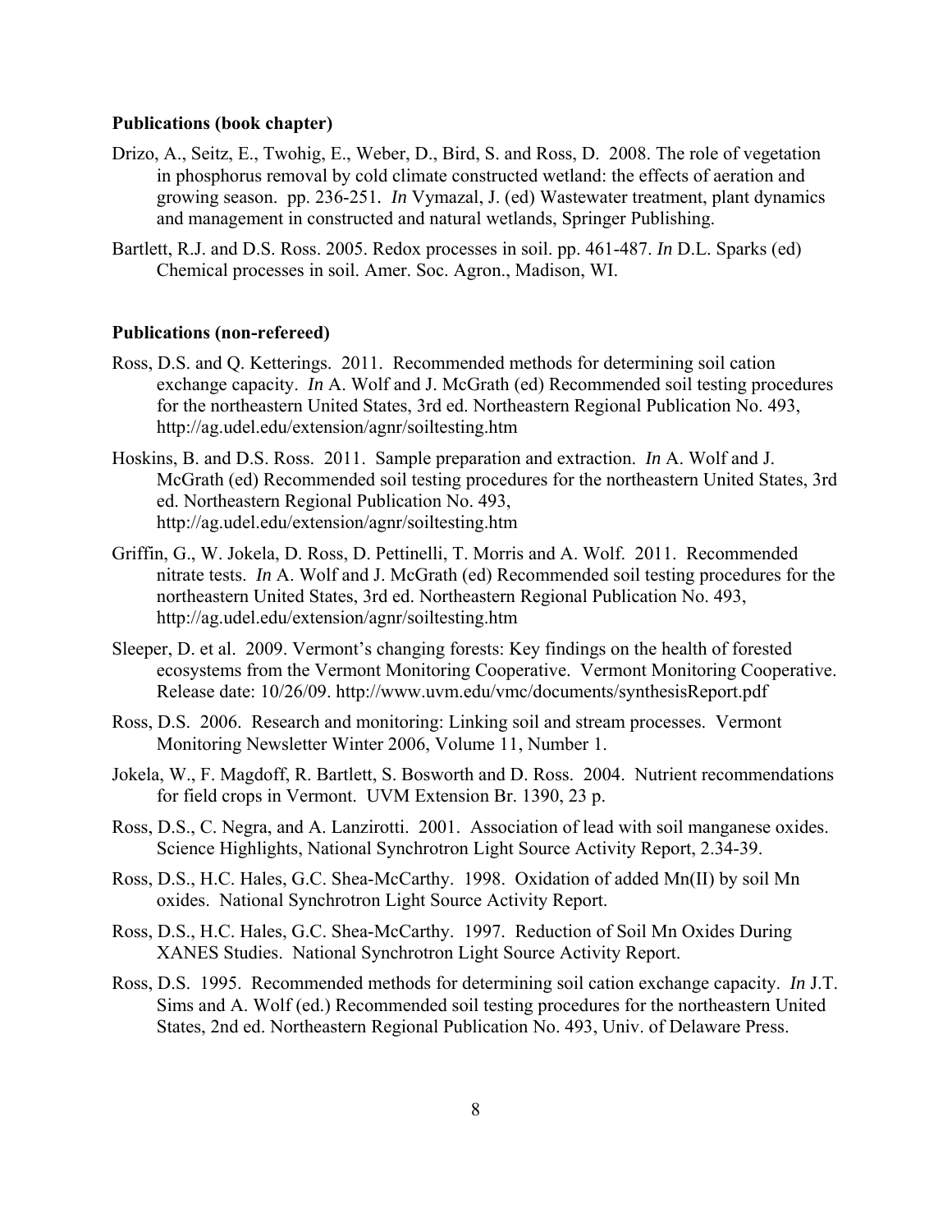**Publications (book chapter)**

Drizo, A., Seitz, E., Twohig, E., Weber, D., Bird, S. and Ross, D. 2008. The role of vegetation in phosphorus removal by cold climate constructed wetland: the effects of aeration and growing season. pp. 236-251. *In* Vymazal, J. (ed) Wastewater treatment, plant dynamics and management in constructed and natural wetlands, Springer Publishing.

Bartlett, R.J. and D.S. Ross. 2005. Redox processes in soil. pp. 461-487. *In* D.L. Sparks (ed) Chemical processes in soil. Amer. Soc. Agron., Madison, WI.

**Publications (non-refereed)**

Ross, D.S. and Q. Ketterings. 2011. Recommended methods for determining soil cation exchange capacity. *In* A. Wolf and J. McGrath (ed) Recommended soil testing procedures for the northeastern United States, 3rd ed. Northeastern Regional Publication No. 493, http://ag.udel.edu/extension/agnr/soiltesting.htm

Hoskins, B. and D.S. Ross. 2011. Sample preparation and extraction. *In* A. Wolf and J. McGrath (ed) Recommended soil testing procedures for the northeastern United States, 3rd ed. Northeastern Regional Publication No. 493, http://ag.udel.edu/extension/agnr/soiltesting.htm

Griffin, G., W. Jokela, D. Ross, D. Pettinelli, T. Morris and A. Wolf. 2011. Recommended nitrate tests. *In* A. Wolf and J. McGrath (ed) Recommended soil testing procedures for the northeastern United States, 3rd ed. Northeastern Regional Publication No. 493, http://ag.udel.edu/extension/agnr/soiltesting.htm

Sleeper, D. et al. 2009. Vermont's changing forests: Key findings on the health of forested ecosystems from the Vermont Monitoring Cooperative. Vermont Monitoring Cooperative. Release date: 10/26/09. http://www.uvm.edu/vmc/documents/synthesisReport.pdf

Ross, D.S. 2006. Research and monitoring: Linking soil and stream processes. Vermont Monitoring Newsletter Winter 2006, Volume 11, Number 1.

Jokela, W., F. Magdoff, R. Bartlett, S. Bosworth and D. Ross. 2004. Nutrient recommendations for field crops in Vermont. UVM Extension Br. 1390, 23 p.

Ross, D.S., C. Negra, and A. Lanzirotti. 2001. Association of lead with soil manganese oxides. Science Highlights, National Synchrotron Light Source Activity Report, 2.34-39.

Ross, D.S., H.C. Hales, G.C. Shea-McCarthy. 1998. Oxidation of added Mn(II) by soil Mn oxides. National Synchrotron Light Source Activity Report.

Ross, D.S., H.C. Hales, G.C. Shea-McCarthy. 1997. Reduction of Soil Mn Oxides During XANES Studies. National Synchrotron Light Source Activity Report.

Ross, D.S. 1995. Recommended methods for determining soil cation exchange capacity. *In* J.T. Sims and A. Wolf (ed.) Recommended soil testing procedures for the northeastern United States, 2nd ed. Northeastern Regional Publication No. 493, Univ. of Delaware Press.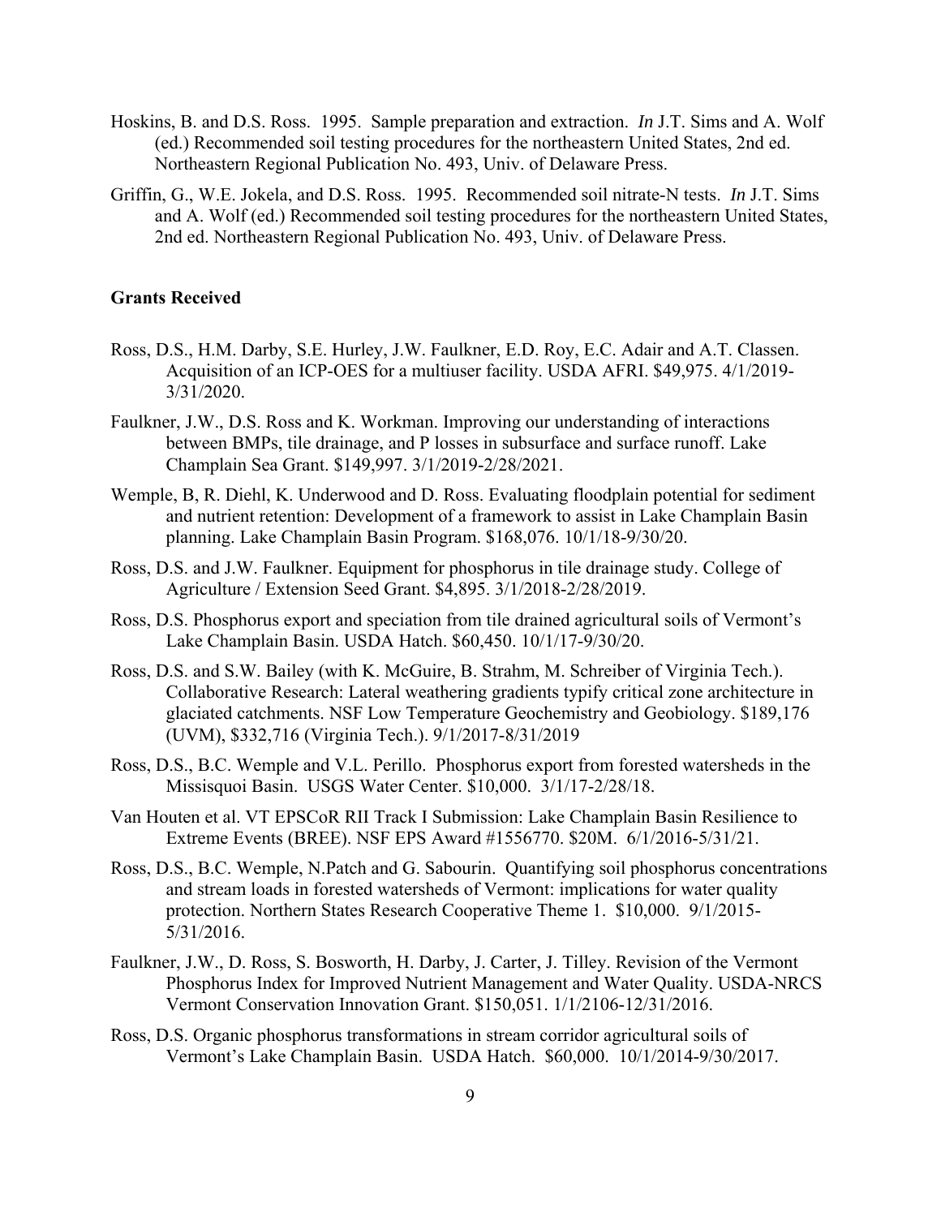Hoskins, B. and D.S. Ross. 1995. Sample preparation and extraction. *In* J.T. Sims and A. Wolf (ed.) Recommended soil testing procedures for the northeastern United States, 2nd ed. Northeastern Regional Publication No. 493, Univ. of Delaware Press.

Griffin, G., W.E. Jokela, and D.S. Ross. 1995. Recommended soil nitrate-N tests. *In* J.T. Sims and A. Wolf (ed.) Recommended soil testing procedures for the northeastern United States, 2nd ed. Northeastern Regional Publication No. 493, Univ. of Delaware Press.

**Grants Received**

Ross, D.S., H.M. Darby, S.E. Hurley, J.W. Faulkner, E.D. Roy, E.C. Adair and A.T. Classen. Acquisition of an ICP-OES for a multiuser facility. USDA AFRI. $49,975. 4/1/2019-3/31/2020.

Faulkner, J.W., D.S. Ross and K. Workman. Improving our understanding of interactions between BMPs, tile drainage, and P losses in subsurface and surface runoff. Lake Champlain Sea Grant. $149,997. 3/1/2019-2/28/2021.

Wemple, B, R. Diehl, K. Underwood and D. Ross. Evaluating floodplain potential for sediment and nutrient retention: Development of a framework to assist in Lake Champlain Basin planning. Lake Champlain Basin Program. $168,076. 10/1/18-9/30/20.

Ross, D.S. and J.W. Faulkner. Equipment for phosphorus in tile drainage study. College of Agriculture / Extension Seed Grant. $4,895. 3/1/2018-2/28/2019.

Ross, D.S. Phosphorus export and speciation from tile drained agricultural soils of Vermont's Lake Champlain Basin. USDA Hatch. $60,450. 10/1/17-9/30/20.

Ross, D.S. and S.W. Bailey (with K. McGuire, B. Strahm, M. Schreiber of Virginia Tech.). Collaborative Research: Lateral weathering gradients typify critical zone architecture in glaciated catchments. NSF Low Temperature Geochemistry and Geobiology. $189,176 (UVM), $332,716 (Virginia Tech.). 9/1/2017-8/31/2019

Ross, D.S., B.C. Wemple and V.L. Perillo. Phosphorus export from forested watersheds in the Missisquoi Basin. USGS Water Center. $10,000. 3/1/17-2/28/18.

Van Houten et al. VT EPSCoR RII Track I Submission: Lake Champlain Basin Resilience to Extreme Events (BREE). NSF EPS Award #1556770. $20M. 6/1/2016-5/31/21.

Ross, D.S., B.C. Wemple, N.Patch and G. Sabourin. Quantifying soil phosphorus concentrations and stream loads in forested watersheds of Vermont: implications for water quality protection. Northern States Research Cooperative Theme 1. $10,000. 9/1/2015-5/31/2016.

Faulkner, J.W., D. Ross, S. Bosworth, H. Darby, J. Carter, J. Tilley. Revision of the Vermont Phosphorus Index for Improved Nutrient Management and Water Quality. USDA-NRCS Vermont Conservation Innovation Grant. $150,051. 1/1/2106-12/31/2016.

Ross, D.S. Organic phosphorus transformations in stream corridor agricultural soils of Vermont's Lake Champlain Basin. USDA Hatch. $60,000. 10/1/2014-9/30/2017.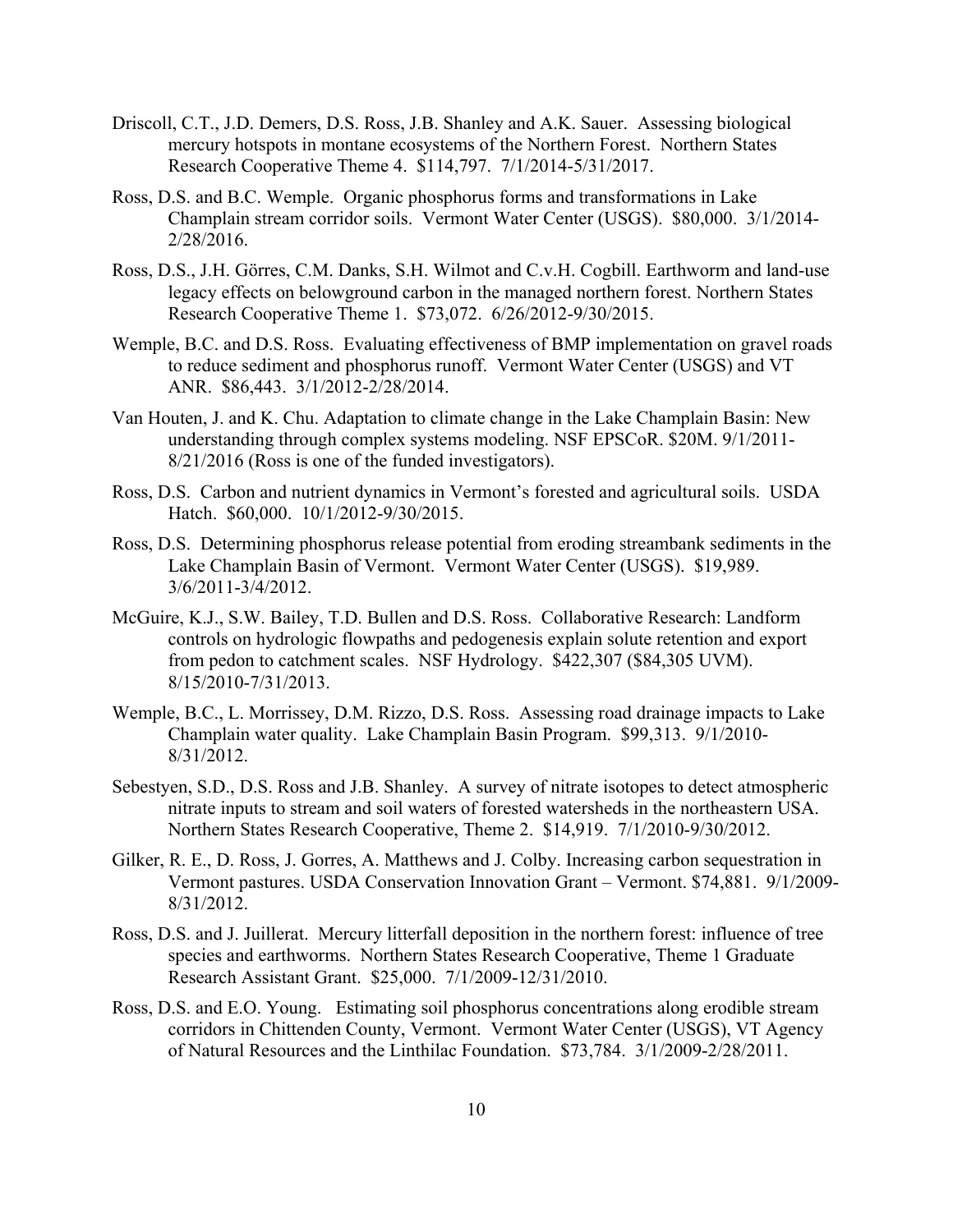Driscoll, C.T., J.D. Demers, D.S. Ross, J.B. Shanley and A.K. Sauer. Assessing biological mercury hotspots in montane ecosystems of the Northern Forest. Northern States Research Cooperative Theme 4. $114,797. 7/1/2014-5/31/2017.

Ross, D.S. and B.C. Wemple. Organic phosphorus forms and transformations in Lake Champlain stream corridor soils. Vermont Water Center (USGS). $80,000. 3/1/2014-2/28/2016.

Ross, D.S., J.H. Görres, C.M. Danks, S.H. Wilmot and C.v.H. Cogbill. Earthworm and land-use legacy effects on belowground carbon in the managed northern forest. Northern States Research Cooperative Theme 1. $73,072. 6/26/2012-9/30/2015.

Wemple, B.C. and D.S. Ross. Evaluating effectiveness of BMP implementation on gravel roads to reduce sediment and phosphorus runoff. Vermont Water Center (USGS) and VT ANR. $86,443. 3/1/2012-2/28/2014.

Van Houten, J. and K. Chu. Adaptation to climate change in the Lake Champlain Basin: New understanding through complex systems modeling. NSF EPSCoR. $20M. 9/1/2011-8/21/2016 (Ross is one of the funded investigators).

Ross, D.S. Carbon and nutrient dynamics in Vermont's forested and agricultural soils. USDA Hatch. $60,000. 10/1/2012-9/30/2015.

Ross, D.S. Determining phosphorus release potential from eroding streambank sediments in the Lake Champlain Basin of Vermont. Vermont Water Center (USGS). $19,989. 3/6/2011-3/4/2012.

McGuire, K.J., S.W. Bailey, T.D. Bullen and D.S. Ross. Collaborative Research: Landform controls on hydrologic flowpaths and pedogenesis explain solute retention and export from pedon to catchment scales. NSF Hydrology. $422,307 ($84,305 UVM). 8/15/2010-7/31/2013.

Wemple, B.C., L. Morrissey, D.M. Rizzo, D.S. Ross. Assessing road drainage impacts to Lake Champlain water quality. Lake Champlain Basin Program. $99,313. 9/1/2010-8/31/2012.

Sebestyen, S.D., D.S. Ross and J.B. Shanley. A survey of nitrate isotopes to detect atmospheric nitrate inputs to stream and soil waters of forested watersheds in the northeastern USA. Northern States Research Cooperative, Theme 2. $14,919. 7/1/2010-9/30/2012.

Gilker, R. E., D. Ross, J. Gorres, A. Matthews and J. Colby. Increasing carbon sequestration in Vermont pastures. USDA Conservation Innovation Grant – Vermont. $74,881. 9/1/2009-8/31/2012.

Ross, D.S. and J. Juillerat. Mercury litterfall deposition in the northern forest: influence of tree species and earthworms. Northern States Research Cooperative, Theme 1 Graduate Research Assistant Grant. $25,000. 7/1/2009-12/31/2010.

Ross, D.S. and E.O. Young. Estimating soil phosphorus concentrations along erodible stream corridors in Chittenden County, Vermont. Vermont Water Center (USGS), VT Agency of Natural Resources and the Linthilac Foundation. $73,784. 3/1/2009-2/28/2011.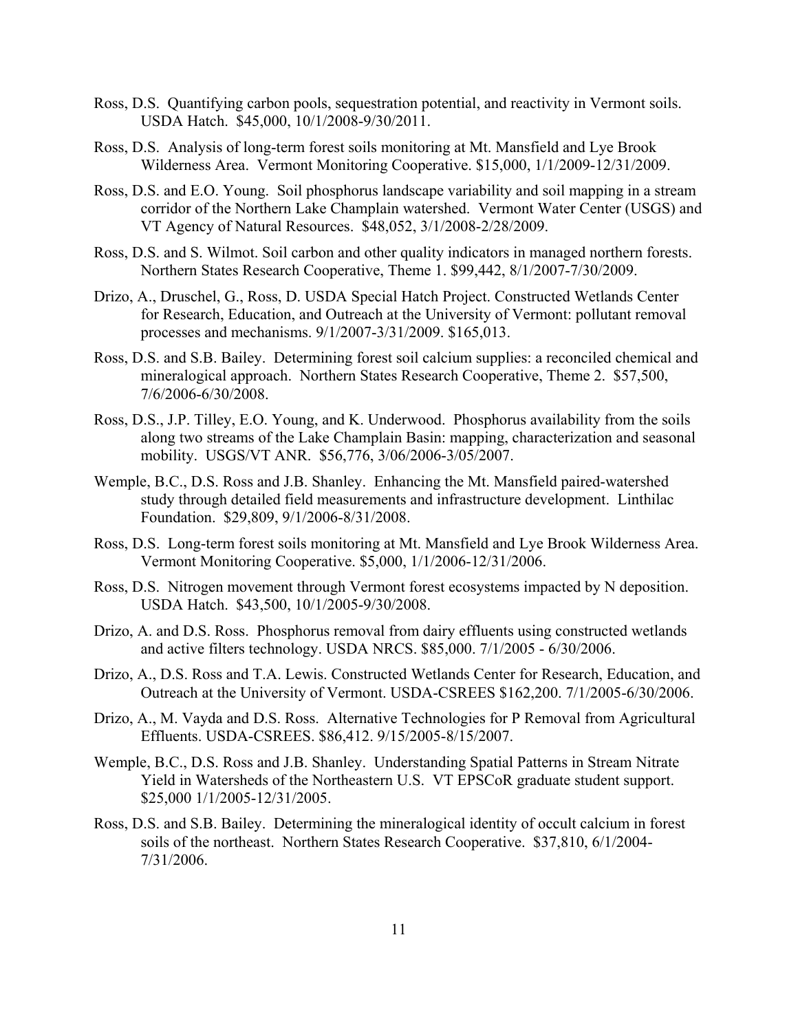Ross, D.S. Quantifying carbon pools, sequestration potential, and reactivity in Vermont soils. USDA Hatch. $45,000, 10/1/2008-9/30/2011.

Ross, D.S. Analysis of long-term forest soils monitoring at Mt. Mansfield and Lye Brook Wilderness Area. Vermont Monitoring Cooperative. $15,000, 1/1/2009-12/31/2009.

Ross, D.S. and E.O. Young. Soil phosphorus landscape variability and soil mapping in a stream corridor of the Northern Lake Champlain watershed. Vermont Water Center (USGS) and VT Agency of Natural Resources. $48,052, 3/1/2008-2/28/2009.

Ross, D.S. and S. Wilmot. Soil carbon and other quality indicators in managed northern forests. Northern States Research Cooperative, Theme 1. $99,442, 8/1/2007-7/30/2009.

Drizo, A., Druschel, G., Ross, D. USDA Special Hatch Project. Constructed Wetlands Center for Research, Education, and Outreach at the University of Vermont: pollutant removal processes and mechanisms. 9/1/2007-3/31/2009. $165,013.

Ross, D.S. and S.B. Bailey. Determining forest soil calcium supplies: a reconciled chemical and mineralogical approach. Northern States Research Cooperative, Theme 2. $57,500, 7/6/2006-6/30/2008.

Ross, D.S., J.P. Tilley, E.O. Young, and K. Underwood. Phosphorus availability from the soils along two streams of the Lake Champlain Basin: mapping, characterization and seasonal mobility. USGS/VT ANR. $56,776, 3/06/2006-3/05/2007.

Wemple, B.C., D.S. Ross and J.B. Shanley. Enhancing the Mt. Mansfield paired-watershed study through detailed field measurements and infrastructure development. Linthilac Foundation. $29,809, 9/1/2006-8/31/2008.

Ross, D.S. Long-term forest soils monitoring at Mt. Mansfield and Lye Brook Wilderness Area. Vermont Monitoring Cooperative. $5,000, 1/1/2006-12/31/2006.

Ross, D.S. Nitrogen movement through Vermont forest ecosystems impacted by N deposition. USDA Hatch. $43,500, 10/1/2005-9/30/2008.

Drizo, A. and D.S. Ross. Phosphorus removal from dairy effluents using constructed wetlands and active filters technology. USDA NRCS. $85,000. 7/1/2005 - 6/30/2006.

Drizo, A., D.S. Ross and T.A. Lewis. Constructed Wetlands Center for Research, Education, and Outreach at the University of Vermont. USDA-CSREES $162,200. 7/1/2005-6/30/2006.

Drizo, A., M. Vayda and D.S. Ross. Alternative Technologies for P Removal from Agricultural Effluents. USDA-CSREES. $86,412. 9/15/2005-8/15/2007.

Wemple, B.C., D.S. Ross and J.B. Shanley. Understanding Spatial Patterns in Stream Nitrate Yield in Watersheds of the Northeastern U.S. VT EPSCoR graduate student support. $25,000 1/1/2005-12/31/2005.

Ross, D.S. and S.B. Bailey. Determining the mineralogical identity of occult calcium in forest soils of the northeast. Northern States Research Cooperative. $37,810, 6/1/2004-7/31/2006.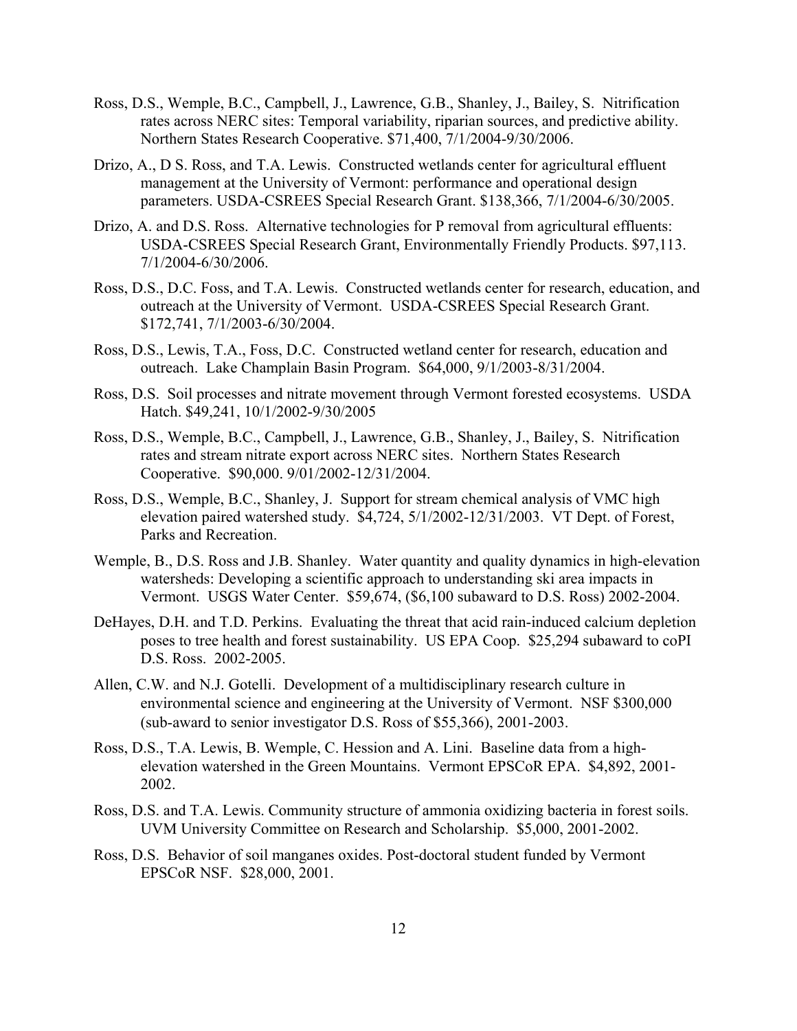Ross, D.S., Wemple, B.C., Campbell, J., Lawrence, G.B., Shanley, J., Bailey, S. Nitrification rates across NERC sites: Temporal variability, riparian sources, and predictive ability. Northern States Research Cooperative. $71,400, 7/1/2004-9/30/2006.

Drizo, A., D S. Ross, and T.A. Lewis. Constructed wetlands center for agricultural effluent management at the University of Vermont: performance and operational design parameters. USDA-CSREES Special Research Grant. $138,366, 7/1/2004-6/30/2005.

Drizo, A. and D.S. Ross. Alternative technologies for P removal from agricultural effluents: USDA-CSREES Special Research Grant, Environmentally Friendly Products. $97,113. 7/1/2004-6/30/2006.

Ross, D.S., D.C. Foss, and T.A. Lewis. Constructed wetlands center for research, education, and outreach at the University of Vermont. USDA-CSREES Special Research Grant. $172,741, 7/1/2003-6/30/2004.

Ross, D.S., Lewis, T.A., Foss, D.C. Constructed wetland center for research, education and outreach. Lake Champlain Basin Program. $64,000, 9/1/2003-8/31/2004.

Ross, D.S. Soil processes and nitrate movement through Vermont forested ecosystems. USDA Hatch. $49,241, 10/1/2002-9/30/2005

Ross, D.S., Wemple, B.C., Campbell, J., Lawrence, G.B., Shanley, J., Bailey, S. Nitrification rates and stream nitrate export across NERC sites. Northern States Research Cooperative. $90,000. 9/01/2002-12/31/2004.

Ross, D.S., Wemple, B.C., Shanley, J. Support for stream chemical analysis of VMC high elevation paired watershed study. $4,724, 5/1/2002-12/31/2003. VT Dept. of Forest, Parks and Recreation.

Wemple, B., D.S. Ross and J.B. Shanley. Water quantity and quality dynamics in high-elevation watersheds: Developing a scientific approach to understanding ski area impacts in Vermont. USGS Water Center. $59,674, ($6,100 subaward to D.S. Ross) 2002-2004.

DeHayes, D.H. and T.D. Perkins. Evaluating the threat that acid rain-induced calcium depletion poses to tree health and forest sustainability. US EPA Coop. $25,294 subaward to coPI D.S. Ross. 2002-2005.

Allen, C.W. and N.J. Gotelli. Development of a multidisciplinary research culture in environmental science and engineering at the University of Vermont. NSF $300,000 (sub-award to senior investigator D.S. Ross of $55,366), 2001-2003.

Ross, D.S., T.A. Lewis, B. Wemple, C. Hession and A. Lini. Baseline data from a high-elevation watershed in the Green Mountains. Vermont EPSCoR EPA. $4,892, 2001-2002.

Ross, D.S. and T.A. Lewis. Community structure of ammonia oxidizing bacteria in forest soils. UVM University Committee on Research and Scholarship. $5,000, 2001-2002.

Ross, D.S. Behavior of soil manganes oxides. Post-doctoral student funded by Vermont EPSCoR NSF. $28,000, 2001.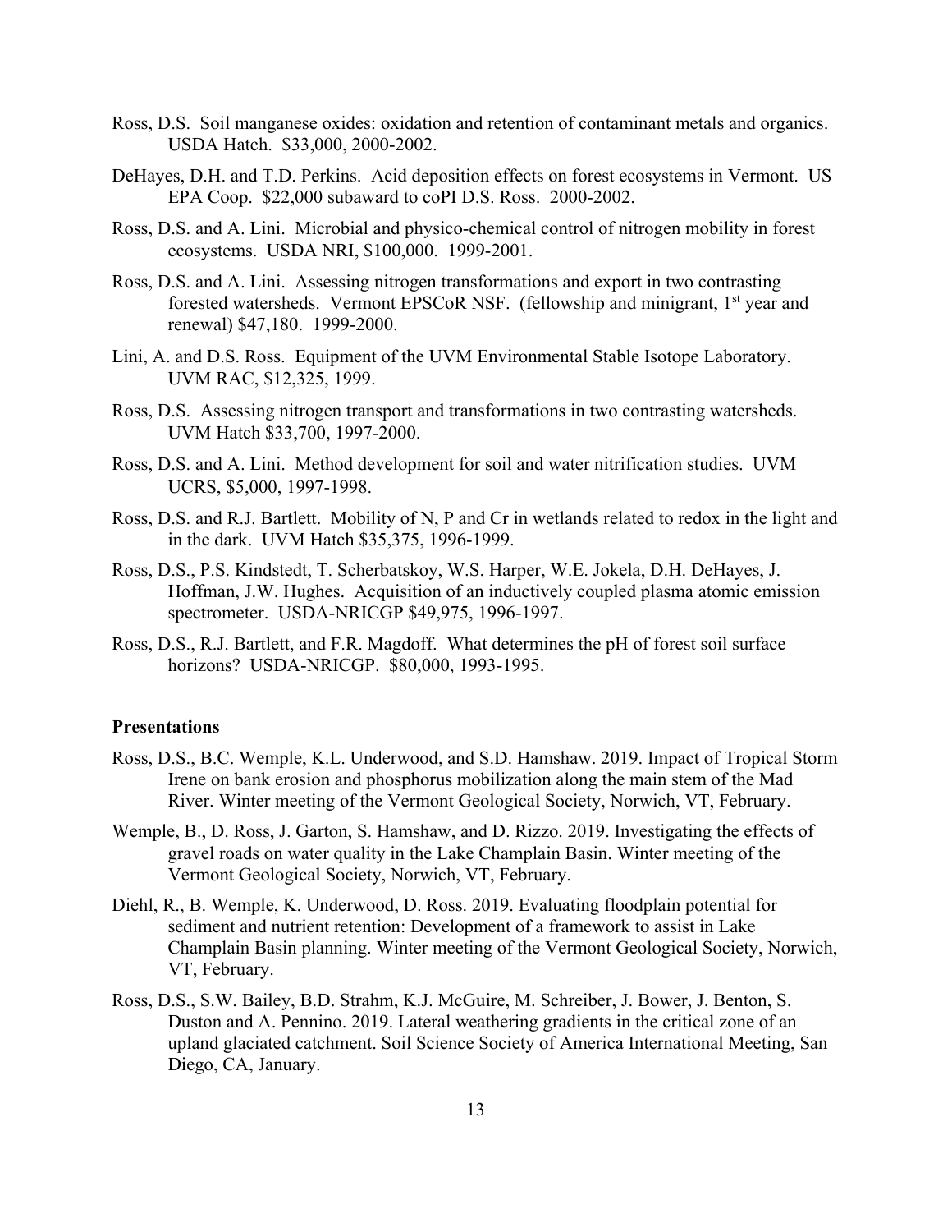Ross, D.S. Soil manganese oxides: oxidation and retention of contaminant metals and organics. USDA Hatch. $33,000, 2000-2002.

DeHayes, D.H. and T.D. Perkins. Acid deposition effects on forest ecosystems in Vermont. US EPA Coop. $22,000 subaward to coPI D.S. Ross. 2000-2002.

Ross, D.S. and A. Lini. Microbial and physico-chemical control of nitrogen mobility in forest ecosystems. USDA NRI, $100,000. 1999-2001.

Ross, D.S. and A. Lini. Assessing nitrogen transformations and export in two contrasting forested watersheds. Vermont EPSCoR NSF. (fellowship and minigrant, 1st year and renewal) $47,180. 1999-2000.

Lini, A. and D.S. Ross. Equipment of the UVM Environmental Stable Isotope Laboratory. UVM RAC, $12,325, 1999.

Ross, D.S. Assessing nitrogen transport and transformations in two contrasting watersheds. UVM Hatch $33,700, 1997-2000.

Ross, D.S. and A. Lini. Method development for soil and water nitrification studies. UVM UCRS, $5,000, 1997-1998.

Ross, D.S. and R.J. Bartlett. Mobility of N, P and Cr in wetlands related to redox in the light and in the dark. UVM Hatch $35,375, 1996-1999.

Ross, D.S., P.S. Kindstedt, T. Scherbatskoy, W.S. Harper, W.E. Jokela, D.H. DeHayes, J. Hoffman, J.W. Hughes. Acquisition of an inductively coupled plasma atomic emission spectrometer. USDA-NRICGP $49,975, 1996-1997.

Ross, D.S., R.J. Bartlett, and F.R. Magdoff. What determines the pH of forest soil surface horizons? USDA-NRICGP. $80,000, 1993-1995.

**Presentations**

Ross, D.S., B.C. Wemple, K.L. Underwood, and S.D. Hamshaw. 2019. Impact of Tropical Storm Irene on bank erosion and phosphorus mobilization along the main stem of the Mad River. Winter meeting of the Vermont Geological Society, Norwich, VT, February.

Wemple, B., D. Ross, J. Garton, S. Hamshaw, and D. Rizzo. 2019. Investigating the effects of gravel roads on water quality in the Lake Champlain Basin. Winter meeting of the Vermont Geological Society, Norwich, VT, February.

Diehl, R., B. Wemple, K. Underwood, D. Ross. 2019. Evaluating floodplain potential for sediment and nutrient retention: Development of a framework to assist in Lake Champlain Basin planning. Winter meeting of the Vermont Geological Society, Norwich, VT, February.

Ross, D.S., S.W. Bailey, B.D. Strahm, K.J. McGuire, M. Schreiber, J. Bower, J. Benton, S. Duston and A. Pennino. 2019. Lateral weathering gradients in the critical zone of an upland glaciated catchment. Soil Science Society of America International Meeting, San Diego, CA, January.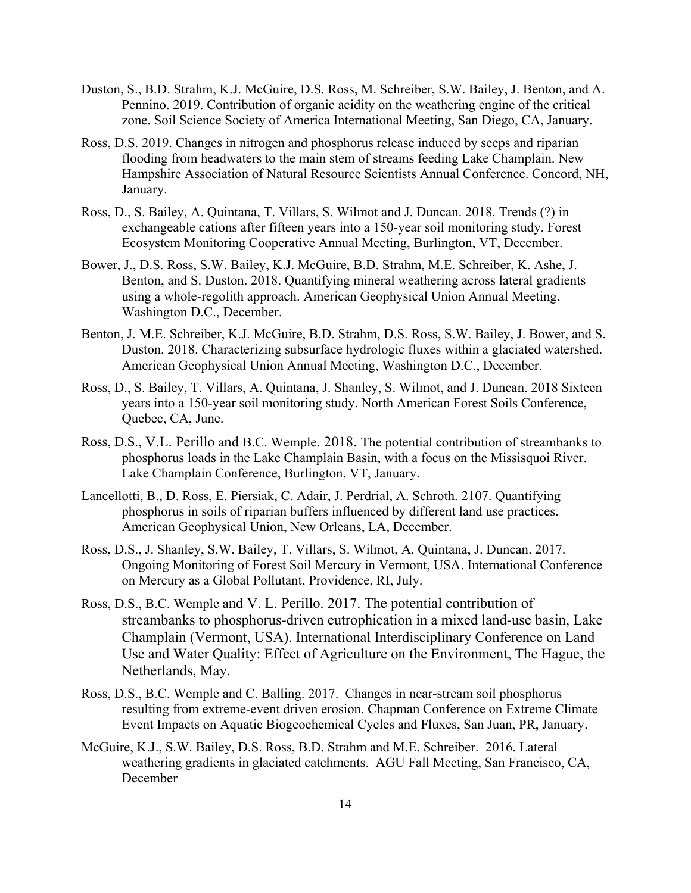Duston, S., B.D. Strahm, K.J. McGuire, D.S. Ross, M. Schreiber, S.W. Bailey, J. Benton, and A. Pennino. 2019. Contribution of organic acidity on the weathering engine of the critical zone. Soil Science Society of America International Meeting, San Diego, CA, January.

Ross, D.S. 2019. Changes in nitrogen and phosphorus release induced by seeps and riparian flooding from headwaters to the main stem of streams feeding Lake Champlain. New Hampshire Association of Natural Resource Scientists Annual Conference. Concord, NH, January.

Ross, D., S. Bailey, A. Quintana, T. Villars, S. Wilmot and J. Duncan. 2018. Trends (?) in exchangeable cations after fifteen years into a 150-year soil monitoring study. Forest Ecosystem Monitoring Cooperative Annual Meeting, Burlington, VT, December.

Bower, J., D.S. Ross, S.W. Bailey, K.J. McGuire, B.D. Strahm, M.E. Schreiber, K. Ashe, J. Benton, and S. Duston. 2018. Quantifying mineral weathering across lateral gradients using a whole-regolith approach. American Geophysical Union Annual Meeting, Washington D.C., December.

Benton, J. M.E. Schreiber, K.J. McGuire, B.D. Strahm, D.S. Ross, S.W. Bailey, J. Bower, and S. Duston. 2018. Characterizing subsurface hydrologic fluxes within a glaciated watershed. American Geophysical Union Annual Meeting, Washington D.C., December.

Ross, D., S. Bailey, T. Villars, A. Quintana, J. Shanley, S. Wilmot, and J. Duncan. 2018 Sixteen years into a 150-year soil monitoring study. North American Forest Soils Conference, Quebec, CA, June.

Ross, D.S., V.L. Perillo and B.C. Wemple. 2018. The potential contribution of streambanks to phosphorus loads in the Lake Champlain Basin, with a focus on the Missisquoi River. Lake Champlain Conference, Burlington, VT, January.

Lancellotti, B., D. Ross, E. Piersiak, C. Adair, J. Perdrial, A. Schroth. 2107. Quantifying phosphorus in soils of riparian buffers influenced by different land use practices. American Geophysical Union, New Orleans, LA, December.

Ross, D.S., J. Shanley, S.W. Bailey, T. Villars, S. Wilmot, A. Quintana, J. Duncan. 2017. Ongoing Monitoring of Forest Soil Mercury in Vermont, USA. International Conference on Mercury as a Global Pollutant, Providence, RI, July.

Ross, D.S., B.C. Wemple and V. L. Perillo. 2017. The potential contribution of streambanks to phosphorus-driven eutrophication in a mixed land-use basin, Lake Champlain (Vermont, USA). International Interdisciplinary Conference on Land Use and Water Quality: Effect of Agriculture on the Environment, The Hague, the Netherlands, May.

Ross, D.S., B.C. Wemple and C. Balling. 2017. Changes in near-stream soil phosphorus resulting from extreme-event driven erosion. Chapman Conference on Extreme Climate Event Impacts on Aquatic Biogeochemical Cycles and Fluxes, San Juan, PR, January.

McGuire, K.J., S.W. Bailey, D.S. Ross, B.D. Strahm and M.E. Schreiber. 2016. Lateral weathering gradients in glaciated catchments. AGU Fall Meeting, San Francisco, CA, December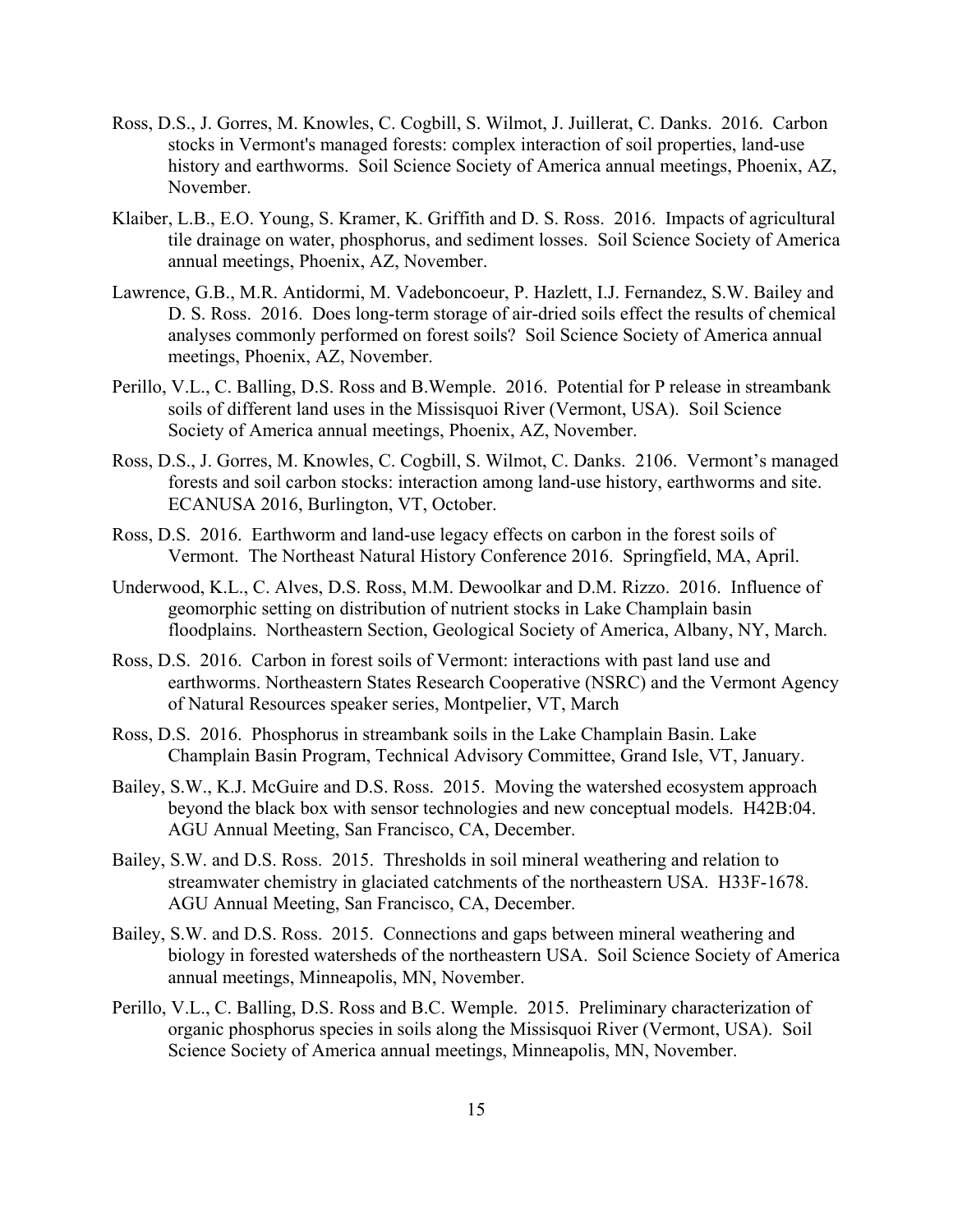Ross, D.S., J. Gorres, M. Knowles, C. Cogbill, S. Wilmot, J. Juillerat, C. Danks. 2016. Carbon stocks in Vermont's managed forests: complex interaction of soil properties, land-use history and earthworms. Soil Science Society of America annual meetings, Phoenix, AZ, November.

Klaiber, L.B., E.O. Young, S. Kramer, K. Griffith and D. S. Ross. 2016. Impacts of agricultural tile drainage on water, phosphorus, and sediment losses. Soil Science Society of America annual meetings, Phoenix, AZ, November.

Lawrence, G.B., M.R. Antidormi, M. Vadeboncoeur, P. Hazlett, I.J. Fernandez, S.W. Bailey and D. S. Ross. 2016. Does long-term storage of air-dried soils effect the results of chemical analyses commonly performed on forest soils? Soil Science Society of America annual meetings, Phoenix, AZ, November.

Perillo, V.L., C. Balling, D.S. Ross and B.Wemple. 2016. Potential for P release in streambank soils of different land uses in the Missisquoi River (Vermont, USA). Soil Science Society of America annual meetings, Phoenix, AZ, November.

Ross, D.S., J. Gorres, M. Knowles, C. Cogbill, S. Wilmot, C. Danks. 2106. Vermont's managed forests and soil carbon stocks: interaction among land-use history, earthworms and site. ECANUSA 2016, Burlington, VT, October.

Ross, D.S. 2016. Earthworm and land-use legacy effects on carbon in the forest soils of Vermont. The Northeast Natural History Conference 2016. Springfield, MA, April.

Underwood, K.L., C. Alves, D.S. Ross, M.M. Dewoolkar and D.M. Rizzo. 2016. Influence of geomorphic setting on distribution of nutrient stocks in Lake Champlain basin floodplains. Northeastern Section, Geological Society of America, Albany, NY, March.

Ross, D.S. 2016. Carbon in forest soils of Vermont: interactions with past land use and earthworms. Northeastern States Research Cooperative (NSRC) and the Vermont Agency of Natural Resources speaker series, Montpelier, VT, March

Ross, D.S. 2016. Phosphorus in streambank soils in the Lake Champlain Basin. Lake Champlain Basin Program, Technical Advisory Committee, Grand Isle, VT, January.

Bailey, S.W., K.J. McGuire and D.S. Ross. 2015. Moving the watershed ecosystem approach beyond the black box with sensor technologies and new conceptual models. H42B:04. AGU Annual Meeting, San Francisco, CA, December.

Bailey, S.W. and D.S. Ross. 2015. Thresholds in soil mineral weathering and relation to streamwater chemistry in glaciated catchments of the northeastern USA. H33F-1678. AGU Annual Meeting, San Francisco, CA, December.

Bailey, S.W. and D.S. Ross. 2015. Connections and gaps between mineral weathering and biology in forested watersheds of the northeastern USA. Soil Science Society of America annual meetings, Minneapolis, MN, November.

Perillo, V.L., C. Balling, D.S. Ross and B.C. Wemple. 2015. Preliminary characterization of organic phosphorus species in soils along the Missisquoi River (Vermont, USA). Soil Science Society of America annual meetings, Minneapolis, MN, November.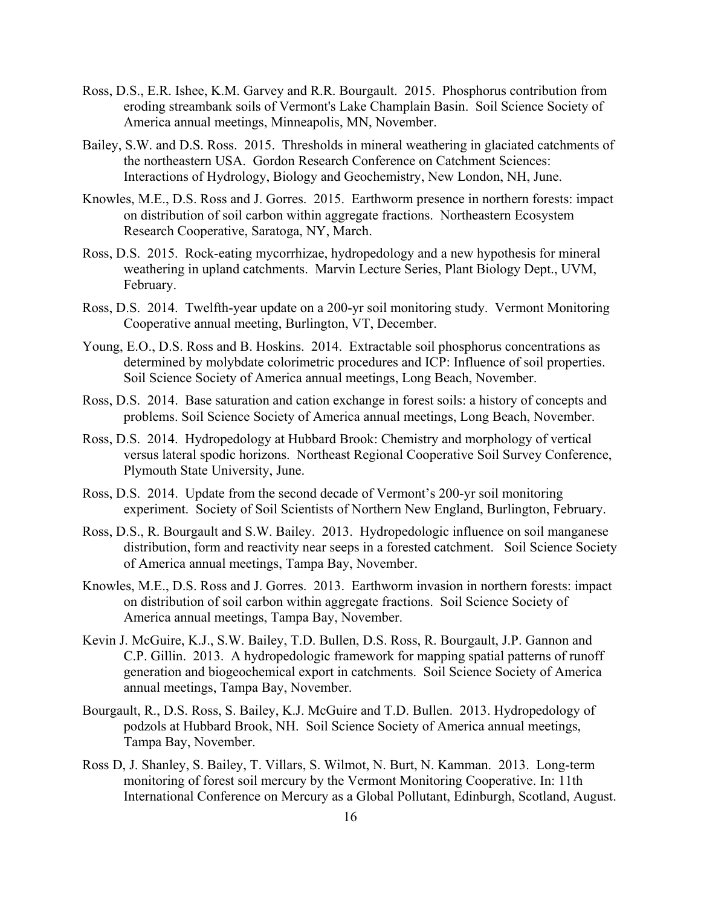Ross, D.S., E.R. Ishee, K.M. Garvey and R.R. Bourgault. 2015. Phosphorus contribution from eroding streambank soils of Vermont's Lake Champlain Basin. Soil Science Society of America annual meetings, Minneapolis, MN, November.

Bailey, S.W. and D.S. Ross. 2015. Thresholds in mineral weathering in glaciated catchments of the northeastern USA. Gordon Research Conference on Catchment Sciences: Interactions of Hydrology, Biology and Geochemistry, New London, NH, June.

Knowles, M.E., D.S. Ross and J. Gorres. 2015. Earthworm presence in northern forests: impact on distribution of soil carbon within aggregate fractions. Northeastern Ecosystem Research Cooperative, Saratoga, NY, March.

Ross, D.S. 2015. Rock-eating mycorrhizae, hydropedology and a new hypothesis for mineral weathering in upland catchments. Marvin Lecture Series, Plant Biology Dept., UVM, February.

Ross, D.S. 2014. Twelfth-year update on a 200-yr soil monitoring study. Vermont Monitoring Cooperative annual meeting, Burlington, VT, December.

Young, E.O., D.S. Ross and B. Hoskins. 2014. Extractable soil phosphorus concentrations as determined by molybdate colorimetric procedures and ICP: Influence of soil properties. Soil Science Society of America annual meetings, Long Beach, November.

Ross, D.S. 2014. Base saturation and cation exchange in forest soils: a history of concepts and problems. Soil Science Society of America annual meetings, Long Beach, November.

Ross, D.S. 2014. Hydropedology at Hubbard Brook: Chemistry and morphology of vertical versus lateral spodic horizons. Northeast Regional Cooperative Soil Survey Conference, Plymouth State University, June.

Ross, D.S. 2014. Update from the second decade of Vermont's 200-yr soil monitoring experiment. Society of Soil Scientists of Northern New England, Burlington, February.

Ross, D.S., R. Bourgault and S.W. Bailey. 2013. Hydropedologic influence on soil manganese distribution, form and reactivity near seeps in a forested catchment. Soil Science Society of America annual meetings, Tampa Bay, November.

Knowles, M.E., D.S. Ross and J. Gorres. 2013. Earthworm invasion in northern forests: impact on distribution of soil carbon within aggregate fractions. Soil Science Society of America annual meetings, Tampa Bay, November.

Kevin J. McGuire, K.J., S.W. Bailey, T.D. Bullen, D.S. Ross, R. Bourgault, J.P. Gannon and C.P. Gillin. 2013. A hydropedologic framework for mapping spatial patterns of runoff generation and biogeochemical export in catchments. Soil Science Society of America annual meetings, Tampa Bay, November.

Bourgault, R., D.S. Ross, S. Bailey, K.J. McGuire and T.D. Bullen. 2013. Hydropedology of podzols at Hubbard Brook, NH. Soil Science Society of America annual meetings, Tampa Bay, November.

Ross D, J. Shanley, S. Bailey, T. Villars, S. Wilmot, N. Burt, N. Kamman. 2013. Long-term monitoring of forest soil mercury by the Vermont Monitoring Cooperative. In: 11th International Conference on Mercury as a Global Pollutant, Edinburgh, Scotland, August.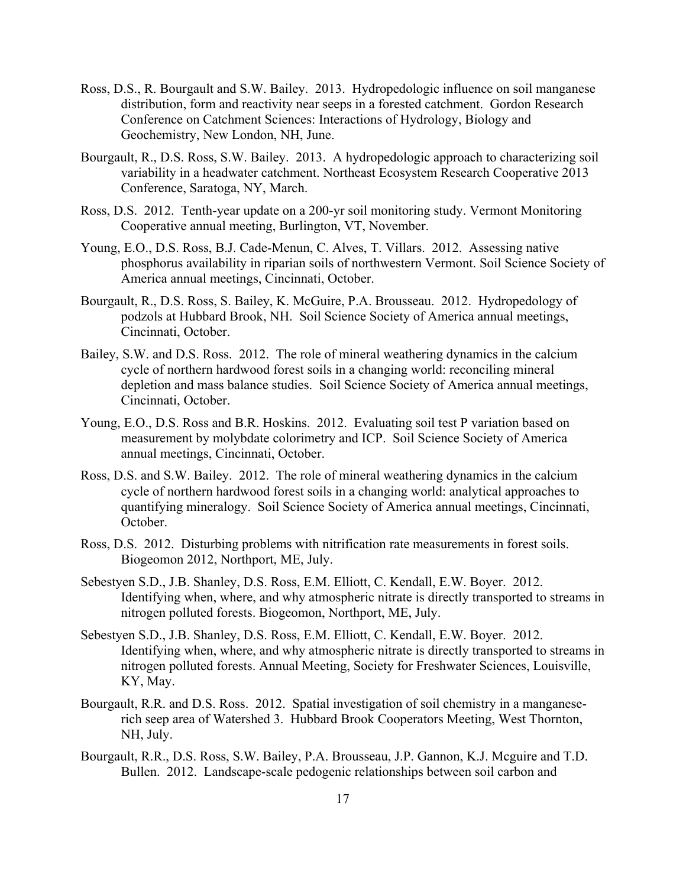Ross, D.S., R. Bourgault and S.W. Bailey. 2013. Hydropedologic influence on soil manganese distribution, form and reactivity near seeps in a forested catchment. Gordon Research Conference on Catchment Sciences: Interactions of Hydrology, Biology and Geochemistry, New London, NH, June.

Bourgault, R., D.S. Ross, S.W. Bailey. 2013. A hydropedologic approach to characterizing soil variability in a headwater catchment. Northeast Ecosystem Research Cooperative 2013 Conference, Saratoga, NY, March.

Ross, D.S. 2012. Tenth-year update on a 200-yr soil monitoring study. Vermont Monitoring Cooperative annual meeting, Burlington, VT, November.

Young, E.O., D.S. Ross, B.J. Cade-Menun, C. Alves, T. Villars. 2012. Assessing native phosphorus availability in riparian soils of northwestern Vermont. Soil Science Society of America annual meetings, Cincinnati, October.

Bourgault, R., D.S. Ross, S. Bailey, K. McGuire, P.A. Brousseau. 2012. Hydropedology of podzols at Hubbard Brook, NH. Soil Science Society of America annual meetings, Cincinnati, October.

Bailey, S.W. and D.S. Ross. 2012. The role of mineral weathering dynamics in the calcium cycle of northern hardwood forest soils in a changing world: reconciling mineral depletion and mass balance studies. Soil Science Society of America annual meetings, Cincinnati, October.

Young, E.O., D.S. Ross and B.R. Hoskins. 2012. Evaluating soil test P variation based on measurement by molybdate colorimetry and ICP. Soil Science Society of America annual meetings, Cincinnati, October.

Ross, D.S. and S.W. Bailey. 2012. The role of mineral weathering dynamics in the calcium cycle of northern hardwood forest soils in a changing world: analytical approaches to quantifying mineralogy. Soil Science Society of America annual meetings, Cincinnati, October.

Ross, D.S. 2012. Disturbing problems with nitrification rate measurements in forest soils. Biogeomon 2012, Northport, ME, July.

Sebestyen S.D., J.B. Shanley, D.S. Ross, E.M. Elliott, C. Kendall, E.W. Boyer. 2012. Identifying when, where, and why atmospheric nitrate is directly transported to streams in nitrogen polluted forests. Biogeomon, Northport, ME, July.

Sebestyen S.D., J.B. Shanley, D.S. Ross, E.M. Elliott, C. Kendall, E.W. Boyer. 2012. Identifying when, where, and why atmospheric nitrate is directly transported to streams in nitrogen polluted forests. Annual Meeting, Society for Freshwater Sciences, Louisville, KY, May.

Bourgault, R.R. and D.S. Ross. 2012. Spatial investigation of soil chemistry in a manganese-rich seep area of Watershed 3. Hubbard Brook Cooperators Meeting, West Thornton, NH, July.

Bourgault, R.R., D.S. Ross, S.W. Bailey, P.A. Brousseau, J.P. Gannon, K.J. Mcguire and T.D. Bullen. 2012. Landscape-scale pedogenic relationships between soil carbon and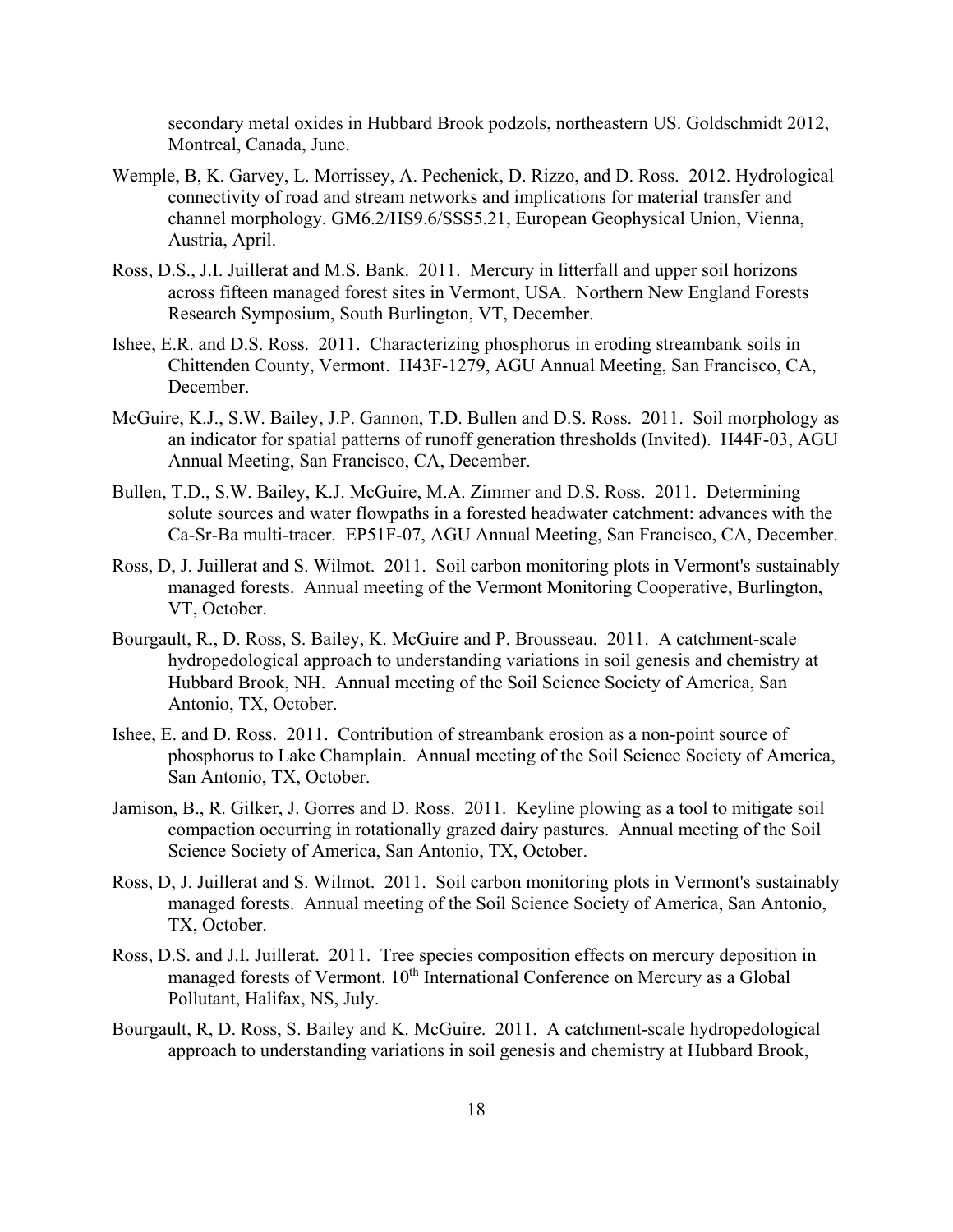secondary metal oxides in Hubbard Brook podzols, northeastern US. Goldschmidt 2012, Montreal, Canada, June.

Wemple, B, K. Garvey, L. Morrissey, A. Pechenick, D. Rizzo, and D. Ross. 2012. Hydrological connectivity of road and stream networks and implications for material transfer and channel morphology. GM6.2/HS9.6/SSS5.21, European Geophysical Union, Vienna, Austria, April.

Ross, D.S., J.I. Juillerat and M.S. Bank. 2011. Mercury in litterfall and upper soil horizons across fifteen managed forest sites in Vermont, USA. Northern New England Forests Research Symposium, South Burlington, VT, December.

Ishee, E.R. and D.S. Ross. 2011. Characterizing phosphorus in eroding streambank soils in Chittenden County, Vermont. H43F-1279, AGU Annual Meeting, San Francisco, CA, December.

McGuire, K.J., S.W. Bailey, J.P. Gannon, T.D. Bullen and D.S. Ross. 2011. Soil morphology as an indicator for spatial patterns of runoff generation thresholds (Invited). H44F-03, AGU Annual Meeting, San Francisco, CA, December.

Bullen, T.D., S.W. Bailey, K.J. McGuire, M.A. Zimmer and D.S. Ross. 2011. Determining solute sources and water flowpaths in a forested headwater catchment: advances with the Ca-Sr-Ba multi-tracer. EP51F-07, AGU Annual Meeting, San Francisco, CA, December.

Ross, D, J. Juillerat and S. Wilmot. 2011. Soil carbon monitoring plots in Vermont's sustainably managed forests. Annual meeting of the Vermont Monitoring Cooperative, Burlington, VT, October.

Bourgault, R., D. Ross, S. Bailey, K. McGuire and P. Brousseau. 2011. A catchment-scale hydropedological approach to understanding variations in soil genesis and chemistry at Hubbard Brook, NH. Annual meeting of the Soil Science Society of America, San Antonio, TX, October.

Ishee, E. and D. Ross. 2011. Contribution of streambank erosion as a non-point source of phosphorus to Lake Champlain. Annual meeting of the Soil Science Society of America, San Antonio, TX, October.

Jamison, B., R. Gilker, J. Gorres and D. Ross. 2011. Keyline plowing as a tool to mitigate soil compaction occurring in rotationally grazed dairy pastures. Annual meeting of the Soil Science Society of America, San Antonio, TX, October.

Ross, D, J. Juillerat and S. Wilmot. 2011. Soil carbon monitoring plots in Vermont's sustainably managed forests. Annual meeting of the Soil Science Society of America, San Antonio, TX, October.

Ross, D.S. and J.I. Juillerat. 2011. Tree species composition effects on mercury deposition in managed forests of Vermont. 10th International Conference on Mercury as a Global Pollutant, Halifax, NS, July.

Bourgault, R, D. Ross, S. Bailey and K. McGuire. 2011. A catchment-scale hydropedological approach to understanding variations in soil genesis and chemistry at Hubbard Brook,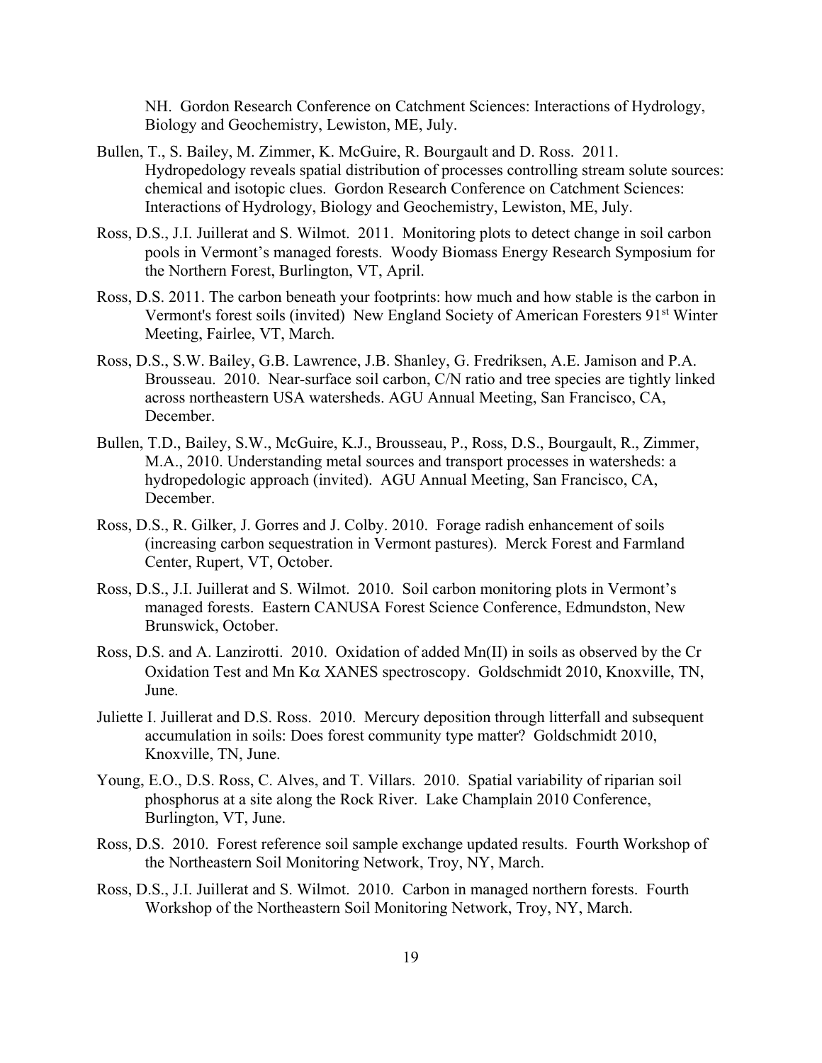NH. Gordon Research Conference on Catchment Sciences: Interactions of Hydrology, Biology and Geochemistry, Lewiston, ME, July.

Bullen, T., S. Bailey, M. Zimmer, K. McGuire, R. Bourgault and D. Ross. 2011. Hydropedology reveals spatial distribution of processes controlling stream solute sources: chemical and isotopic clues. Gordon Research Conference on Catchment Sciences: Interactions of Hydrology, Biology and Geochemistry, Lewiston, ME, July.

Ross, D.S., J.I. Juillerat and S. Wilmot. 2011. Monitoring plots to detect change in soil carbon pools in Vermont's managed forests. Woody Biomass Energy Research Symposium for the Northern Forest, Burlington, VT, April.

Ross, D.S. 2011. The carbon beneath your footprints: how much and how stable is the carbon in Vermont's forest soils (invited) New England Society of American Foresters 91st Winter Meeting, Fairlee, VT, March.

Ross, D.S., S.W. Bailey, G.B. Lawrence, J.B. Shanley, G. Fredriksen, A.E. Jamison and P.A. Brousseau. 2010. Near-surface soil carbon, C/N ratio and tree species are tightly linked across northeastern USA watersheds. AGU Annual Meeting, San Francisco, CA, December.

Bullen, T.D., Bailey, S.W., McGuire, K.J., Brousseau, P., Ross, D.S., Bourgault, R., Zimmer, M.A., 2010. Understanding metal sources and transport processes in watersheds: a hydropedologic approach (invited). AGU Annual Meeting, San Francisco, CA, December.

Ross, D.S., R. Gilker, J. Gorres and J. Colby. 2010. Forage radish enhancement of soils (increasing carbon sequestration in Vermont pastures). Merck Forest and Farmland Center, Rupert, VT, October.

Ross, D.S., J.I. Juillerat and S. Wilmot. 2010. Soil carbon monitoring plots in Vermont's managed forests. Eastern CANUSA Forest Science Conference, Edmundston, New Brunswick, October.

Ross, D.S. and A. Lanzirotti. 2010. Oxidation of added Mn(II) in soils as observed by the Cr Oxidation Test and Mn $K\alpha$ XANES spectroscopy. Goldschmidt 2010, Knoxville, TN, June.

Juliette I. Juillerat and D.S. Ross. 2010. Mercury deposition through litterfall and subsequent accumulation in soils: Does forest community type matter? Goldschmidt 2010, Knoxville, TN, June.

Young, E.O., D.S. Ross, C. Alves, and T. Villars. 2010. Spatial variability of riparian soil phosphorus at a site along the Rock River. Lake Champlain 2010 Conference, Burlington, VT, June.

Ross, D.S. 2010. Forest reference soil sample exchange updated results. Fourth Workshop of the Northeastern Soil Monitoring Network, Troy, NY, March.

Ross, D.S., J.I. Juillerat and S. Wilmot. 2010. Carbon in managed northern forests. Fourth Workshop of the Northeastern Soil Monitoring Network, Troy, NY, March.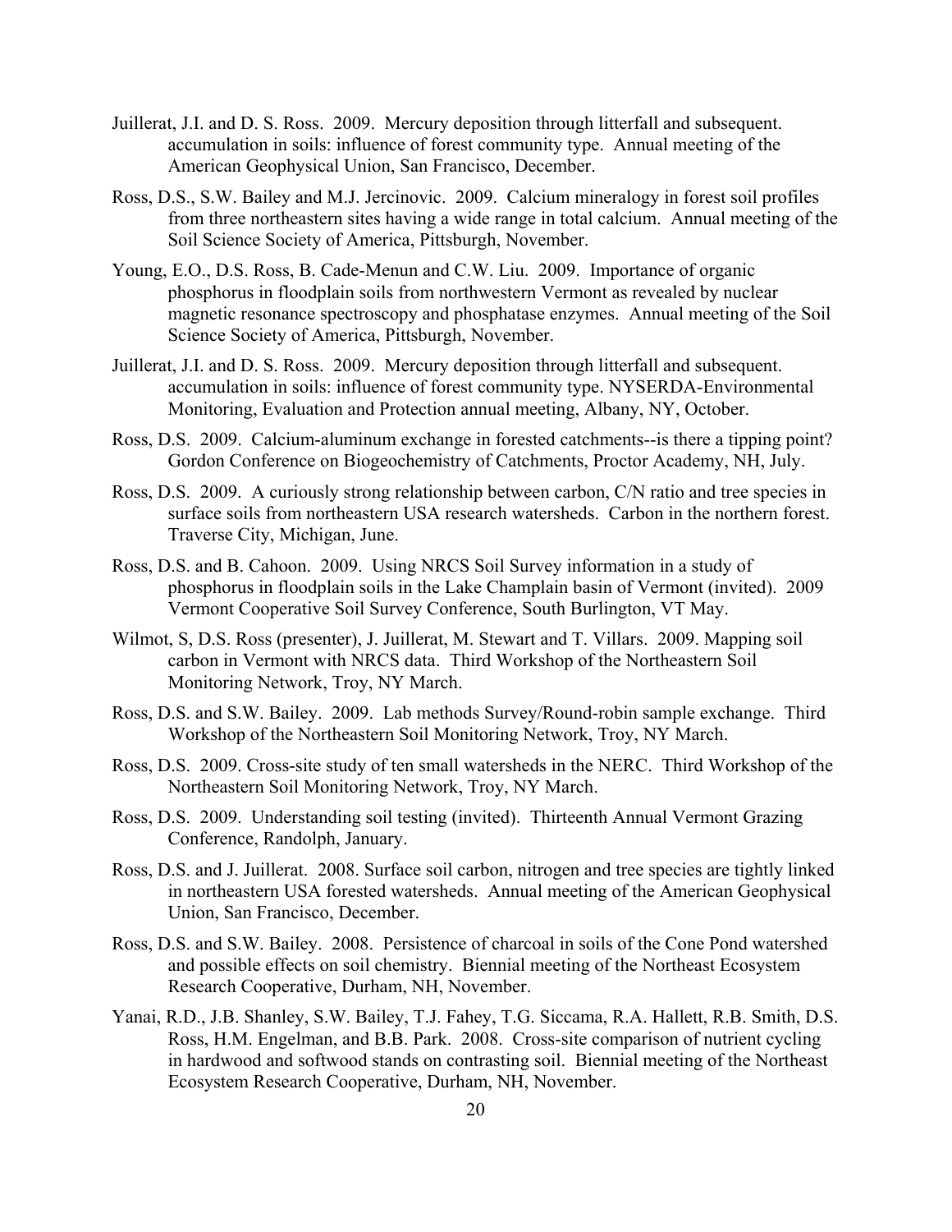Juillerat, J.I. and D. S. Ross. 2009. Mercury deposition through litterfall and subsequent. accumulation in soils: influence of forest community type. Annual meeting of the American Geophysical Union, San Francisco, December.

Ross, D.S., S.W. Bailey and M.J. Jercinovic. 2009. Calcium mineralogy in forest soil profiles from three northeastern sites having a wide range in total calcium. Annual meeting of the Soil Science Society of America, Pittsburgh, November.

Young, E.O., D.S. Ross, B. Cade-Menun and C.W. Liu. 2009. Importance of organic phosphorus in floodplain soils from northwestern Vermont as revealed by nuclear magnetic resonance spectroscopy and phosphatase enzymes. Annual meeting of the Soil Science Society of America, Pittsburgh, November.

Juillerat, J.I. and D. S. Ross. 2009. Mercury deposition through litterfall and subsequent. accumulation in soils: influence of forest community type. NYSERDA-Environmental Monitoring, Evaluation and Protection annual meeting, Albany, NY, October.

Ross, D.S. 2009. Calcium-aluminum exchange in forested catchments--is there a tipping point? Gordon Conference on Biogeochemistry of Catchments, Proctor Academy, NH, July.

Ross, D.S. 2009. A curiously strong relationship between carbon, C/N ratio and tree species in surface soils from northeastern USA research watersheds. Carbon in the northern forest. Traverse City, Michigan, June.

Ross, D.S. and B. Cahoon. 2009. Using NRCS Soil Survey information in a study of phosphorus in floodplain soils in the Lake Champlain basin of Vermont (invited). 2009 Vermont Cooperative Soil Survey Conference, South Burlington, VT May.

Wilmot, S, D.S. Ross (presenter), J. Juillerat, M. Stewart and T. Villars. 2009. Mapping soil carbon in Vermont with NRCS data. Third Workshop of the Northeastern Soil Monitoring Network, Troy, NY March.

Ross, D.S. and S.W. Bailey. 2009. Lab methods Survey/Round-robin sample exchange. Third Workshop of the Northeastern Soil Monitoring Network, Troy, NY March.

Ross, D.S. 2009. Cross-site study of ten small watersheds in the NERC. Third Workshop of the Northeastern Soil Monitoring Network, Troy, NY March.

Ross, D.S. 2009. Understanding soil testing (invited). Thirteenth Annual Vermont Grazing Conference, Randolph, January.

Ross, D.S. and J. Juillerat. 2008. Surface soil carbon, nitrogen and tree species are tightly linked in northeastern USA forested watersheds. Annual meeting of the American Geophysical Union, San Francisco, December.

Ross, D.S. and S.W. Bailey. 2008. Persistence of charcoal in soils of the Cone Pond watershed and possible effects on soil chemistry. Biennial meeting of the Northeast Ecosystem Research Cooperative, Durham, NH, November.

Yanai, R.D., J.B. Shanley, S.W. Bailey, T.J. Fahey, T.G. Siccama, R.A. Hallett, R.B. Smith, D.S. Ross, H.M. Engelman, and B.B. Park. 2008. Cross-site comparison of nutrient cycling in hardwood and softwood stands on contrasting soil. Biennial meeting of the Northeast Ecosystem Research Cooperative, Durham, NH, November.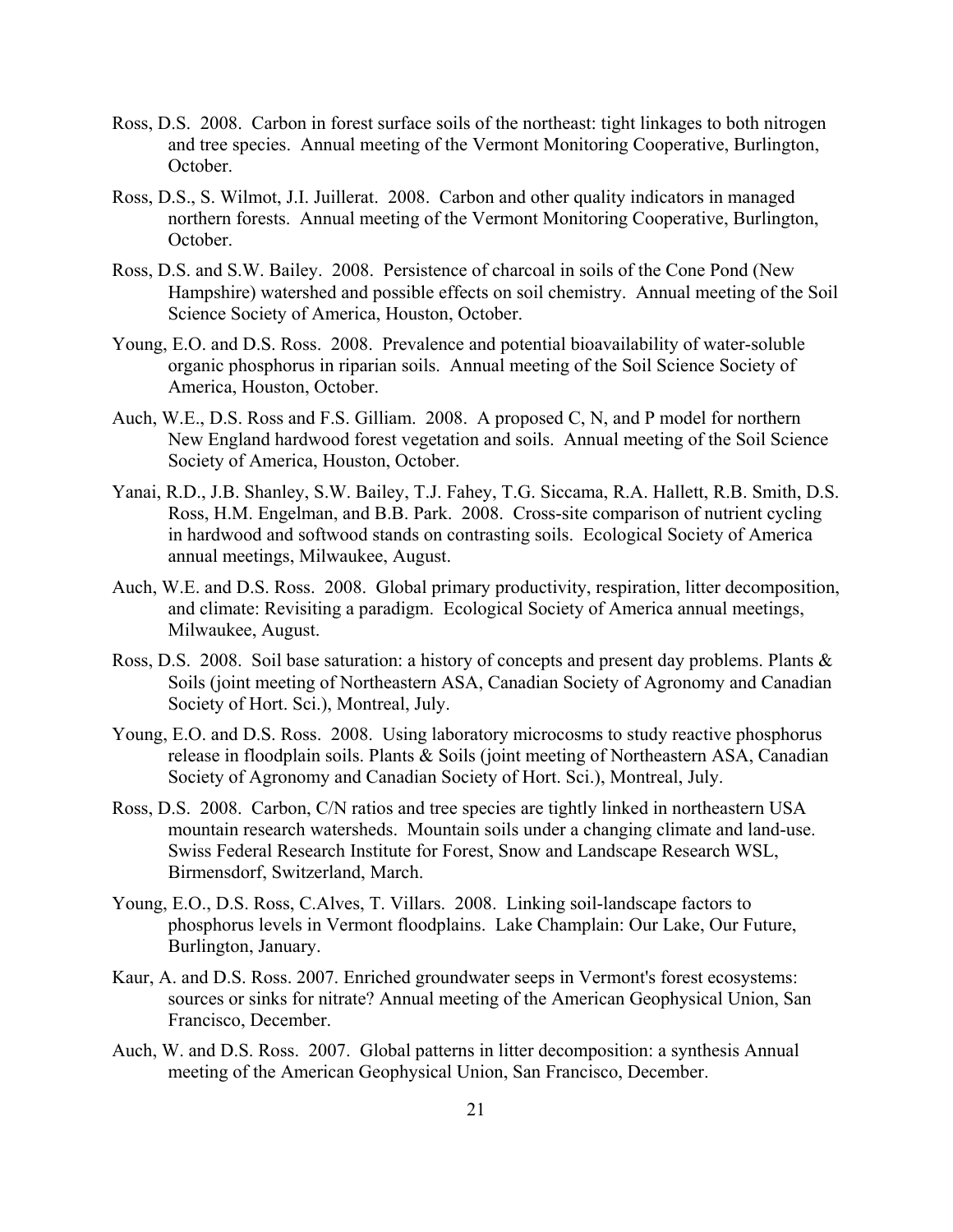Ross, D.S. 2008. Carbon in forest surface soils of the northeast: tight linkages to both nitrogen and tree species. Annual meeting of the Vermont Monitoring Cooperative, Burlington, October.

Ross, D.S., S. Wilmot, J.I. Juillerat. 2008. Carbon and other quality indicators in managed northern forests. Annual meeting of the Vermont Monitoring Cooperative, Burlington, October.

Ross, D.S. and S.W. Bailey. 2008. Persistence of charcoal in soils of the Cone Pond (New Hampshire) watershed and possible effects on soil chemistry. Annual meeting of the Soil Science Society of America, Houston, October.

Young, E.O. and D.S. Ross. 2008. Prevalence and potential bioavailability of water-soluble organic phosphorus in riparian soils. Annual meeting of the Soil Science Society of America, Houston, October.

Auch, W.E., D.S. Ross and F.S. Gilliam. 2008. A proposed C, N, and P model for northern New England hardwood forest vegetation and soils. Annual meeting of the Soil Science Society of America, Houston, October.

Yanai, R.D., J.B. Shanley, S.W. Bailey, T.J. Fahey, T.G. Siccama, R.A. Hallett, R.B. Smith, D.S. Ross, H.M. Engelman, and B.B. Park. 2008. Cross-site comparison of nutrient cycling in hardwood and softwood stands on contrasting soils. Ecological Society of America annual meetings, Milwaukee, August.

Auch, W.E. and D.S. Ross. 2008. Global primary productivity, respiration, litter decomposition, and climate: Revisiting a paradigm. Ecological Society of America annual meetings, Milwaukee, August.

Ross, D.S. 2008. Soil base saturation: a history of concepts and present day problems. Plants & Soils (joint meeting of Northeastern ASA, Canadian Society of Agronomy and Canadian Society of Hort. Sci.), Montreal, July.

Young, E.O. and D.S. Ross. 2008. Using laboratory microcosms to study reactive phosphorus release in floodplain soils. Plants & Soils (joint meeting of Northeastern ASA, Canadian Society of Agronomy and Canadian Society of Hort. Sci.), Montreal, July.

Ross, D.S. 2008. Carbon, C/N ratios and tree species are tightly linked in northeastern USA mountain research watersheds. Mountain soils under a changing climate and land-use. Swiss Federal Research Institute for Forest, Snow and Landscape Research WSL, Birmensdorf, Switzerland, March.

Young, E.O., D.S. Ross, C.Alves, T. Villars. 2008. Linking soil-landscape factors to phosphorus levels in Vermont floodplains. Lake Champlain: Our Lake, Our Future, Burlington, January.

Kaur, A. and D.S. Ross. 2007. Enriched groundwater seeps in Vermont's forest ecosystems: sources or sinks for nitrate? Annual meeting of the American Geophysical Union, San Francisco, December.

Auch, W. and D.S. Ross. 2007. Global patterns in litter decomposition: a synthesis Annual meeting of the American Geophysical Union, San Francisco, December.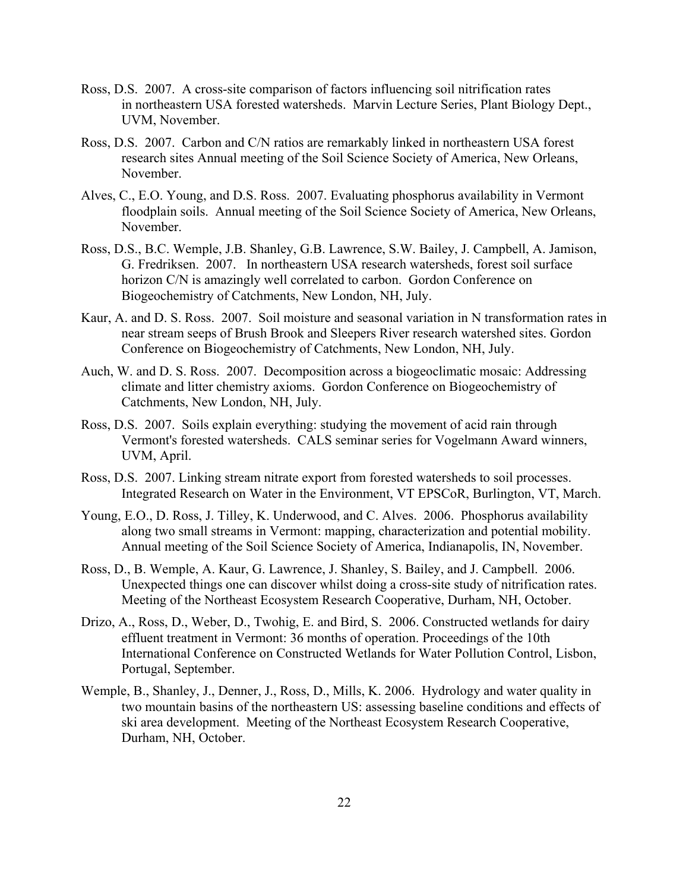Ross, D.S. 2007. A cross-site comparison of factors influencing soil nitrification rates in northeastern USA forested watersheds. Marvin Lecture Series, Plant Biology Dept., UVM, November.

Ross, D.S. 2007. Carbon and C/N ratios are remarkably linked in northeastern USA forest research sites Annual meeting of the Soil Science Society of America, New Orleans, November.

Alves, C., E.O. Young, and D.S. Ross. 2007. Evaluating phosphorus availability in Vermont floodplain soils. Annual meeting of the Soil Science Society of America, New Orleans, November.

Ross, D.S., B.C. Wemple, J.B. Shanley, G.B. Lawrence, S.W. Bailey, J. Campbell, A. Jamison, G. Fredriksen. 2007. In northeastern USA research watersheds, forest soil surface horizon C/N is amazingly well correlated to carbon. Gordon Conference on Biogeochemistry of Catchments, New London, NH, July.

Kaur, A. and D. S. Ross. 2007. Soil moisture and seasonal variation in N transformation rates in near stream seeps of Brush Brook and Sleepers River research watershed sites. Gordon Conference on Biogeochemistry of Catchments, New London, NH, July.

Auch, W. and D. S. Ross. 2007. Decomposition across a biogeoclimatic mosaic: Addressing climate and litter chemistry axioms. Gordon Conference on Biogeochemistry of Catchments, New London, NH, July.

Ross, D.S. 2007. Soils explain everything: studying the movement of acid rain through Vermont's forested watersheds. CALS seminar series for Vogelmann Award winners, UVM, April.

Ross, D.S. 2007. Linking stream nitrate export from forested watersheds to soil processes. Integrated Research on Water in the Environment, VT EPSCoR, Burlington, VT, March.

Young, E.O., D. Ross, J. Tilley, K. Underwood, and C. Alves. 2006. Phosphorus availability along two small streams in Vermont: mapping, characterization and potential mobility. Annual meeting of the Soil Science Society of America, Indianapolis, IN, November.

Ross, D., B. Wemple, A. Kaur, G. Lawrence, J. Shanley, S. Bailey, and J. Campbell. 2006. Unexpected things one can discover whilst doing a cross-site study of nitrification rates. Meeting of the Northeast Ecosystem Research Cooperative, Durham, NH, October.

Drizo, A., Ross, D., Weber, D., Twohig, E. and Bird, S. 2006. Constructed wetlands for dairy effluent treatment in Vermont: 36 months of operation. Proceedings of the 10th International Conference on Constructed Wetlands for Water Pollution Control, Lisbon, Portugal, September.

Wemple, B., Shanley, J., Denner, J., Ross, D., Mills, K. 2006. Hydrology and water quality in two mountain basins of the northeastern US: assessing baseline conditions and effects of ski area development. Meeting of the Northeast Ecosystem Research Cooperative, Durham, NH, October.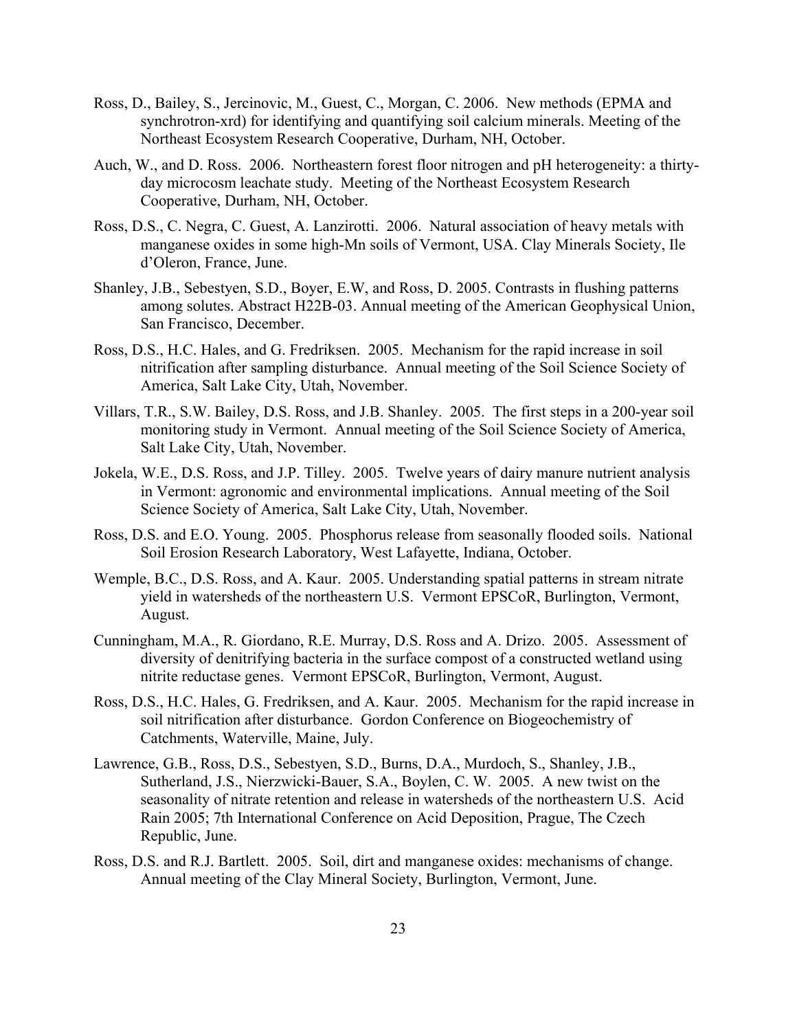Ross, D., Bailey, S., Jercinovic, M., Guest, C., Morgan, C. 2006. New methods (EPMA and synchrotron-xrd) for identifying and quantifying soil calcium minerals. Meeting of the Northeast Ecosystem Research Cooperative, Durham, NH, October.

Auch, W., and D. Ross. 2006. Northeastern forest floor nitrogen and pH heterogeneity: a thirty-day microcosm leachate study. Meeting of the Northeast Ecosystem Research Cooperative, Durham, NH, October.

Ross, D.S., C. Negra, C. Guest, A. Lanzirotti. 2006. Natural association of heavy metals with manganese oxides in some high-Mn soils of Vermont, USA. Clay Minerals Society, Ile d'Oleron, France, June.

Shanley, J.B., Sebestyen, S.D., Boyer, E.W, and Ross, D. 2005. Contrasts in flushing patterns among solutes. Abstract H22B-03. Annual meeting of the American Geophysical Union, San Francisco, December.

Ross, D.S., H.C. Hales, and G. Fredriksen. 2005. Mechanism for the rapid increase in soil nitrification after sampling disturbance. Annual meeting of the Soil Science Society of America, Salt Lake City, Utah, November.

Villars, T.R., S.W. Bailey, D.S. Ross, and J.B. Shanley. 2005. The first steps in a 200-year soil monitoring study in Vermont. Annual meeting of the Soil Science Society of America, Salt Lake City, Utah, November.

Jokela, W.E., D.S. Ross, and J.P. Tilley. 2005. Twelve years of dairy manure nutrient analysis in Vermont: agronomic and environmental implications. Annual meeting of the Soil Science Society of America, Salt Lake City, Utah, November.

Ross, D.S. and E.O. Young. 2005. Phosphorus release from seasonally flooded soils. National Soil Erosion Research Laboratory, West Lafayette, Indiana, October.

Wemple, B.C., D.S. Ross, and A. Kaur. 2005. Understanding spatial patterns in stream nitrate yield in watersheds of the northeastern U.S. Vermont EPSCoR, Burlington, Vermont, August.

Cunningham, M.A., R. Giordano, R.E. Murray, D.S. Ross and A. Drizo. 2005. Assessment of diversity of denitrifying bacteria in the surface compost of a constructed wetland using nitrite reductase genes. Vermont EPSCoR, Burlington, Vermont, August.

Ross, D.S., H.C. Hales, G. Fredriksen, and A. Kaur. 2005. Mechanism for the rapid increase in soil nitrification after disturbance. Gordon Conference on Biogeochemistry of Catchments, Waterville, Maine, July.

Lawrence, G.B., Ross, D.S., Sebestyen, S.D., Burns, D.A., Murdoch, S., Shanley, J.B., Sutherland, J.S., Nierzwicki-Bauer, S.A., Boylen, C. W. 2005. A new twist on the seasonality of nitrate retention and release in watersheds of the northeastern U.S. Acid Rain 2005; 7th International Conference on Acid Deposition, Prague, The Czech Republic, June.

Ross, D.S. and R.J. Bartlett. 2005. Soil, dirt and manganese oxides: mechanisms of change. Annual meeting of the Clay Mineral Society, Burlington, Vermont, June.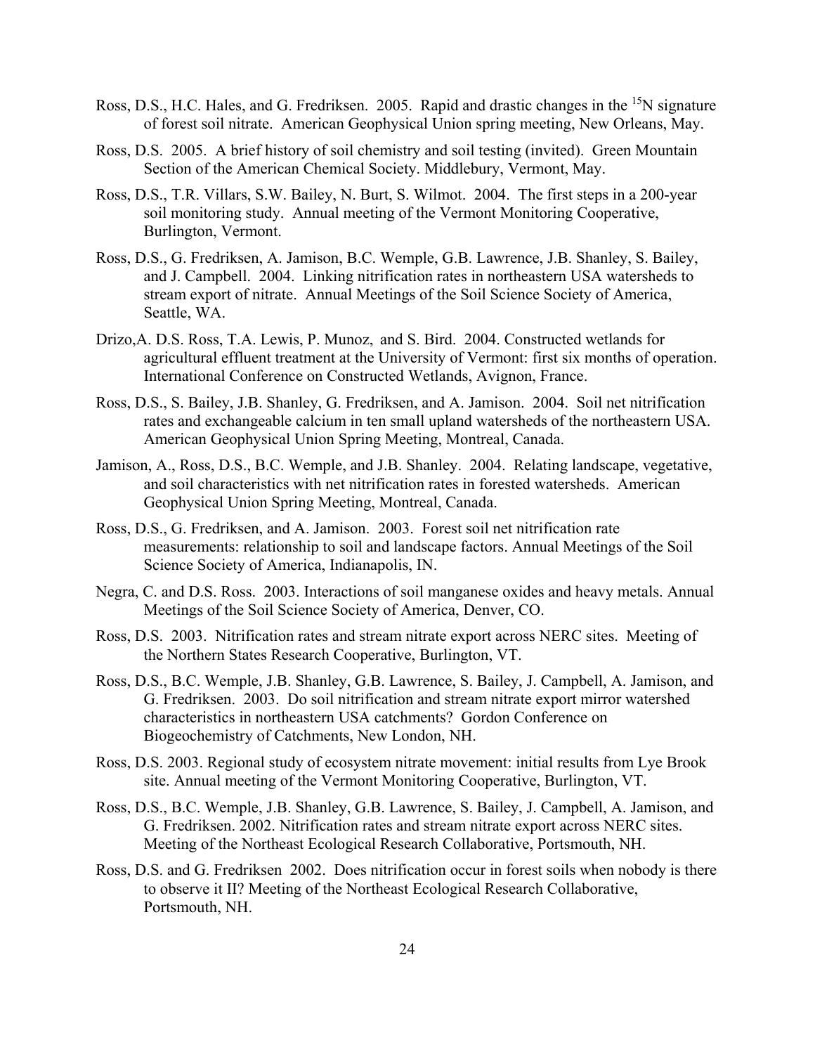Ross, D.S., H.C. Hales, and G. Fredriksen. 2005. Rapid and drastic changes in the $^{15}$N signature of forest soil nitrate. American Geophysical Union spring meeting, New Orleans, May.

Ross, D.S. 2005. A brief history of soil chemistry and soil testing (invited). Green Mountain Section of the American Chemical Society. Middlebury, Vermont, May.

Ross, D.S., T.R. Villars, S.W. Bailey, N. Burt, S. Wilmot. 2004. The first steps in a 200-year soil monitoring study. Annual meeting of the Vermont Monitoring Cooperative, Burlington, Vermont.

Ross, D.S., G. Fredriksen, A. Jamison, B.C. Wemple, G.B. Lawrence, J.B. Shanley, S. Bailey, and J. Campbell. 2004. Linking nitrification rates in northeastern USA watersheds to stream export of nitrate. Annual Meetings of the Soil Science Society of America, Seattle, WA.

Drizo,A. D.S. Ross, T.A. Lewis, P. Munoz, and S. Bird. 2004. Constructed wetlands for agricultural effluent treatment at the University of Vermont: first six months of operation. International Conference on Constructed Wetlands, Avignon, France.

Ross, D.S., S. Bailey, J.B. Shanley, G. Fredriksen, and A. Jamison. 2004. Soil net nitrification rates and exchangeable calcium in ten small upland watersheds of the northeastern USA. American Geophysical Union Spring Meeting, Montreal, Canada.

Jamison, A., Ross, D.S., B.C. Wemple, and J.B. Shanley. 2004. Relating landscape, vegetative, and soil characteristics with net nitrification rates in forested watersheds. American Geophysical Union Spring Meeting, Montreal, Canada.

Ross, D.S., G. Fredriksen, and A. Jamison. 2003. Forest soil net nitrification rate measurements: relationship to soil and landscape factors. Annual Meetings of the Soil Science Society of America, Indianapolis, IN.

Negra, C. and D.S. Ross. 2003. Interactions of soil manganese oxides and heavy metals. Annual Meetings of the Soil Science Society of America, Denver, CO.

Ross, D.S. 2003. Nitrification rates and stream nitrate export across NERC sites. Meeting of the Northern States Research Cooperative, Burlington, VT.

Ross, D.S., B.C. Wemple, J.B. Shanley, G.B. Lawrence, S. Bailey, J. Campbell, A. Jamison, and G. Fredriksen. 2003. Do soil nitrification and stream nitrate export mirror watershed characteristics in northeastern USA catchments? Gordon Conference on Biogeochemistry of Catchments, New London, NH.

Ross, D.S. 2003. Regional study of ecosystem nitrate movement: initial results from Lye Brook site. Annual meeting of the Vermont Monitoring Cooperative, Burlington, VT.

Ross, D.S., B.C. Wemple, J.B. Shanley, G.B. Lawrence, S. Bailey, J. Campbell, A. Jamison, and G. Fredriksen. 2002. Nitrification rates and stream nitrate export across NERC sites. Meeting of the Northeast Ecological Research Collaborative, Portsmouth, NH.

Ross, D.S. and G. Fredriksen 2002. Does nitrification occur in forest soils when nobody is there to observe it II? Meeting of the Northeast Ecological Research Collaborative, Portsmouth, NH.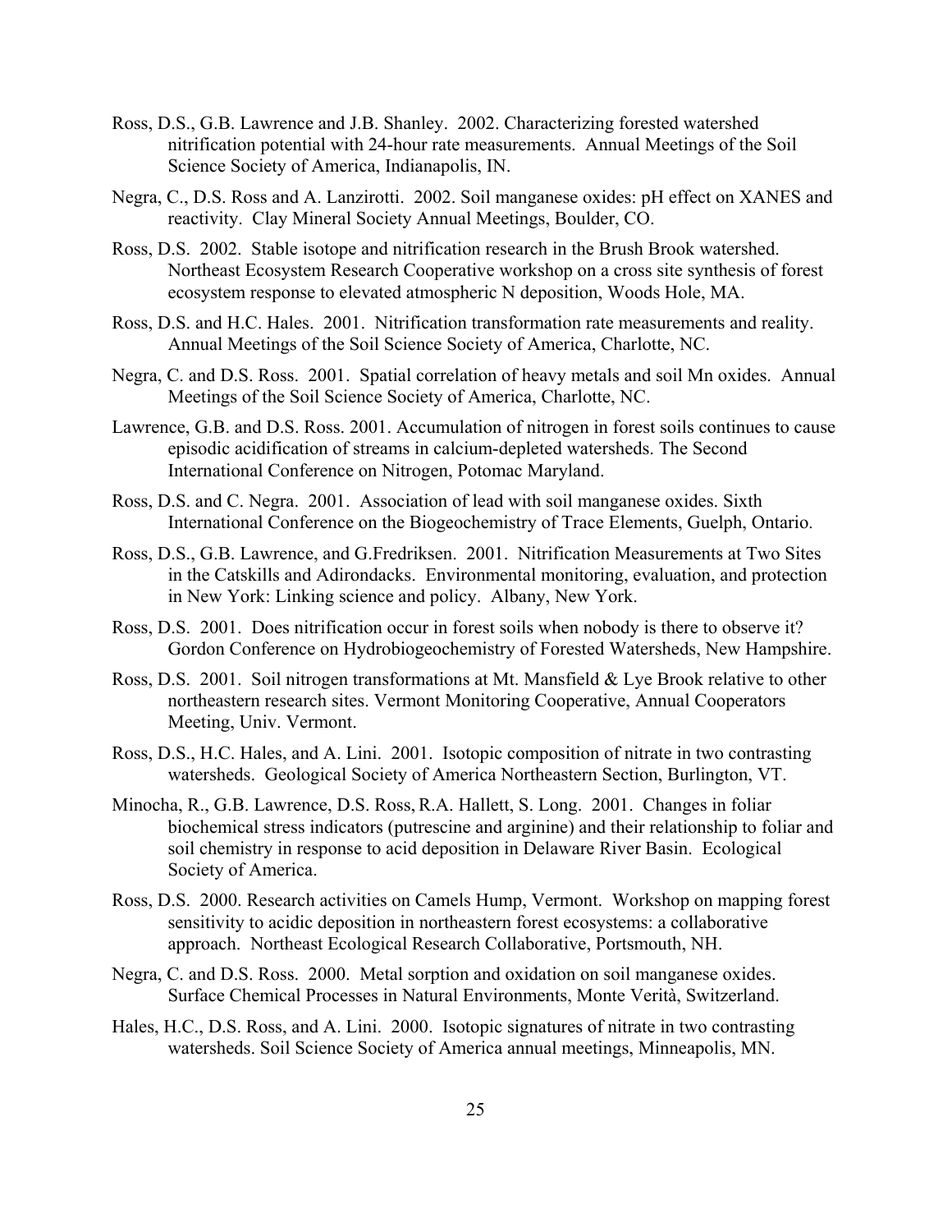Ross, D.S., G.B. Lawrence and J.B. Shanley. 2002. Characterizing forested watershed nitrification potential with 24-hour rate measurements. Annual Meetings of the Soil Science Society of America, Indianapolis, IN.

Negra, C., D.S. Ross and A. Lanzirotti. 2002. Soil manganese oxides: pH effect on XANES and reactivity. Clay Mineral Society Annual Meetings, Boulder, CO.

Ross, D.S. 2002. Stable isotope and nitrification research in the Brush Brook watershed. Northeast Ecosystem Research Cooperative workshop on a cross site synthesis of forest ecosystem response to elevated atmospheric N deposition, Woods Hole, MA.

Ross, D.S. and H.C. Hales. 2001. Nitrification transformation rate measurements and reality. Annual Meetings of the Soil Science Society of America, Charlotte, NC.

Negra, C. and D.S. Ross. 2001. Spatial correlation of heavy metals and soil Mn oxides. Annual Meetings of the Soil Science Society of America, Charlotte, NC.

Lawrence, G.B. and D.S. Ross. 2001. Accumulation of nitrogen in forest soils continues to cause episodic acidification of streams in calcium-depleted watersheds. The Second International Conference on Nitrogen, Potomac Maryland.

Ross, D.S. and C. Negra. 2001. Association of lead with soil manganese oxides. Sixth International Conference on the Biogeochemistry of Trace Elements, Guelph, Ontario.

Ross, D.S., G.B. Lawrence, and G.Fredriksen. 2001. Nitrification Measurements at Two Sites in the Catskills and Adirondacks. Environmental monitoring, evaluation, and protection in New York: Linking science and policy. Albany, New York.

Ross, D.S. 2001. Does nitrification occur in forest soils when nobody is there to observe it? Gordon Conference on Hydrobiogeochemistry of Forested Watersheds, New Hampshire.

Ross, D.S. 2001. Soil nitrogen transformations at Mt. Mansfield & Lye Brook relative to other northeastern research sites. Vermont Monitoring Cooperative, Annual Cooperators Meeting, Univ. Vermont.

Ross, D.S., H.C. Hales, and A. Lini. 2001. Isotopic composition of nitrate in two contrasting watersheds. Geological Society of America Northeastern Section, Burlington, VT.

Minocha, R., G.B. Lawrence, D.S. Ross, R.A. Hallett, S. Long. 2001. Changes in foliar biochemical stress indicators (putrescine and arginine) and their relationship to foliar and soil chemistry in response to acid deposition in Delaware River Basin. Ecological Society of America.

Ross, D.S. 2000. Research activities on Camels Hump, Vermont. Workshop on mapping forest sensitivity to acidic deposition in northeastern forest ecosystems: a collaborative approach. Northeast Ecological Research Collaborative, Portsmouth, NH.

Negra, C. and D.S. Ross. 2000. Metal sorption and oxidation on soil manganese oxides. Surface Chemical Processes in Natural Environments, Monte Verità, Switzerland.

Hales, H.C., D.S. Ross, and A. Lini. 2000. Isotopic signatures of nitrate in two contrasting watersheds. Soil Science Society of America annual meetings, Minneapolis, MN.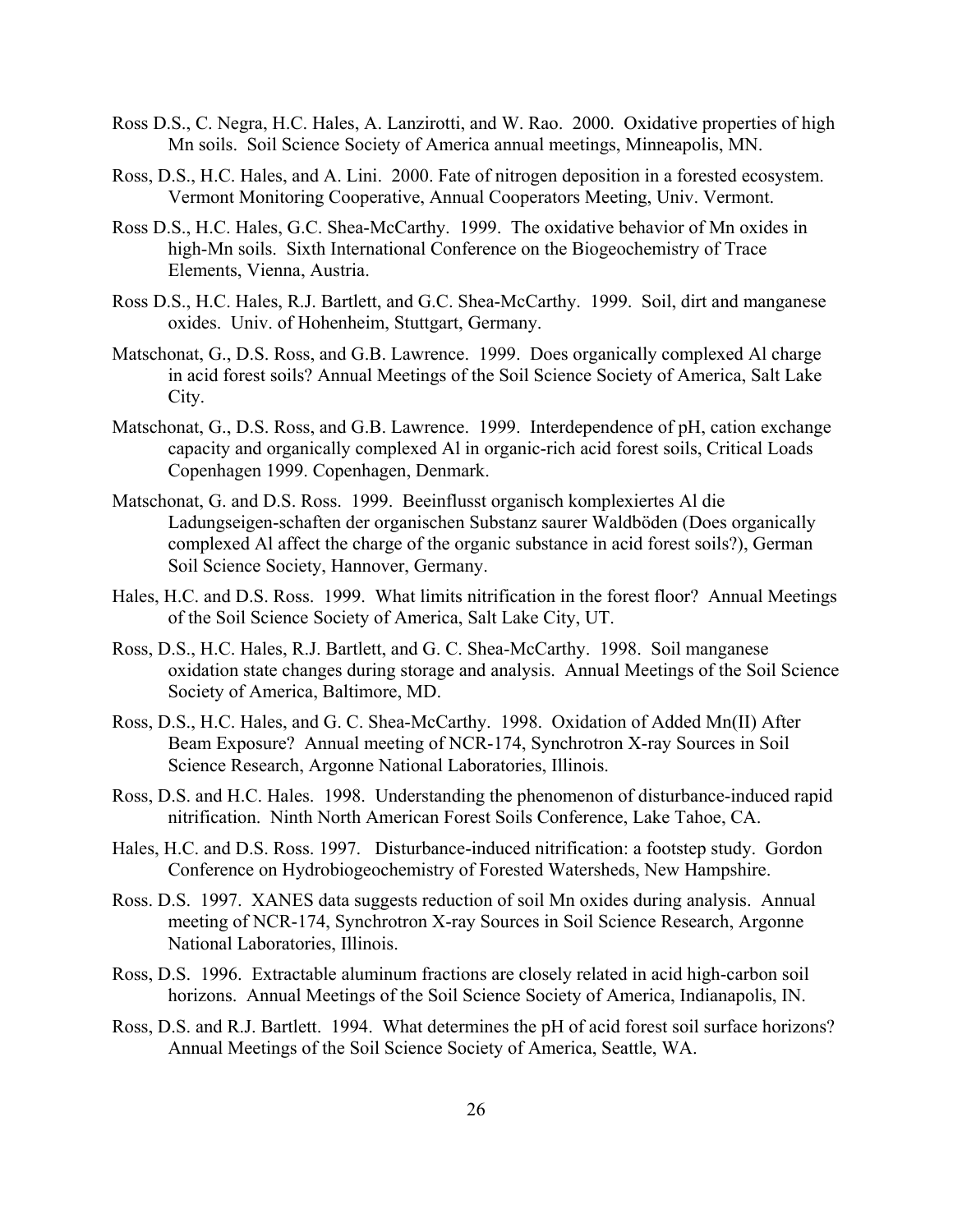Ross D.S., C. Negra, H.C. Hales, A. Lanzirotti, and W. Rao. 2000. Oxidative properties of high Mn soils. Soil Science Society of America annual meetings, Minneapolis, MN.

Ross, D.S., H.C. Hales, and A. Lini. 2000. Fate of nitrogen deposition in a forested ecosystem. Vermont Monitoring Cooperative, Annual Cooperators Meeting, Univ. Vermont.

Ross D.S., H.C. Hales, G.C. Shea-McCarthy. 1999. The oxidative behavior of Mn oxides in high-Mn soils. Sixth International Conference on the Biogeochemistry of Trace Elements, Vienna, Austria.

Ross D.S., H.C. Hales, R.J. Bartlett, and G.C. Shea-McCarthy. 1999. Soil, dirt and manganese oxides. Univ. of Hohenheim, Stuttgart, Germany.

Matschonat, G., D.S. Ross, and G.B. Lawrence. 1999. Does organically complexed Al charge in acid forest soils? Annual Meetings of the Soil Science Society of America, Salt Lake City.

Matschonat, G., D.S. Ross, and G.B. Lawrence. 1999. Interdependence of pH, cation exchange capacity and organically complexed Al in organic-rich acid forest soils, Critical Loads Copenhagen 1999. Copenhagen, Denmark.

Matschonat, G. and D.S. Ross. 1999. Beeinflusst organisch komplexiertes Al die Ladungseigen-schaften der organischen Substanz saurer Waldböden (Does organically complexed Al affect the charge of the organic substance in acid forest soils?), German Soil Science Society, Hannover, Germany.

Hales, H.C. and D.S. Ross. 1999. What limits nitrification in the forest floor? Annual Meetings of the Soil Science Society of America, Salt Lake City, UT.

Ross, D.S., H.C. Hales, R.J. Bartlett, and G. C. Shea-McCarthy. 1998. Soil manganese oxidation state changes during storage and analysis. Annual Meetings of the Soil Science Society of America, Baltimore, MD.

Ross, D.S., H.C. Hales, and G. C. Shea-McCarthy. 1998. Oxidation of Added Mn(II) After Beam Exposure? Annual meeting of NCR-174, Synchrotron X-ray Sources in Soil Science Research, Argonne National Laboratories, Illinois.

Ross, D.S. and H.C. Hales. 1998. Understanding the phenomenon of disturbance-induced rapid nitrification. Ninth North American Forest Soils Conference, Lake Tahoe, CA.

Hales, H.C. and D.S. Ross. 1997. Disturbance-induced nitrification: a footstep study. Gordon Conference on Hydrobiogeochemistry of Forested Watersheds, New Hampshire.

Ross. D.S. 1997. XANES data suggests reduction of soil Mn oxides during analysis. Annual meeting of NCR-174, Synchrotron X-ray Sources in Soil Science Research, Argonne National Laboratories, Illinois.

Ross, D.S. 1996. Extractable aluminum fractions are closely related in acid high-carbon soil horizons. Annual Meetings of the Soil Science Society of America, Indianapolis, IN.

Ross, D.S. and R.J. Bartlett. 1994. What determines the pH of acid forest soil surface horizons? Annual Meetings of the Soil Science Society of America, Seattle, WA.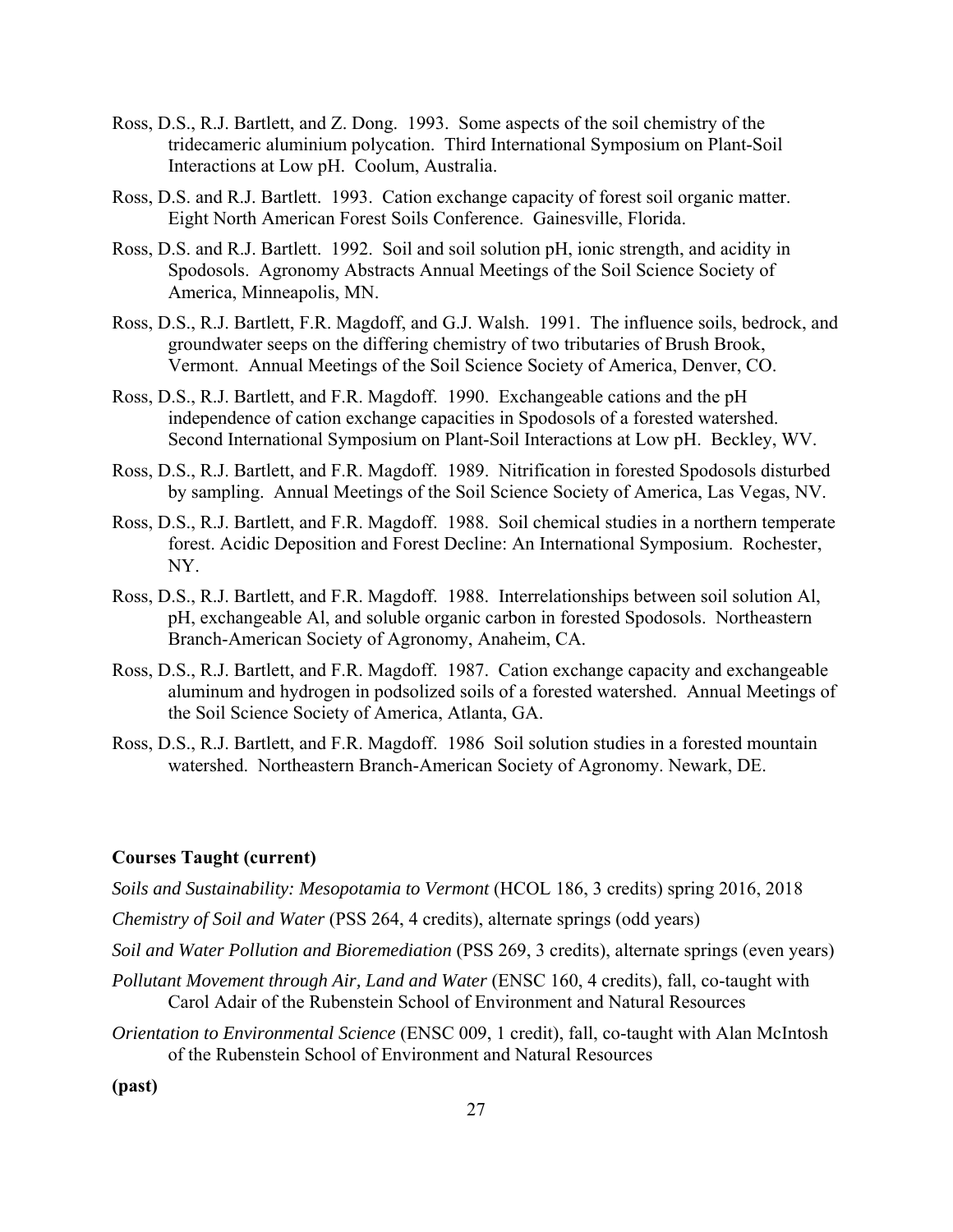Ross, D.S., R.J. Bartlett, and Z. Dong. 1993. Some aspects of the soil chemistry of the tridecameric aluminium polycation. Third International Symposium on Plant-Soil Interactions at Low pH. Coolum, Australia.

Ross, D.S. and R.J. Bartlett. 1993. Cation exchange capacity of forest soil organic matter. Eight North American Forest Soils Conference. Gainesville, Florida.

Ross, D.S. and R.J. Bartlett. 1992. Soil and soil solution pH, ionic strength, and acidity in Spodosols. Agronomy Abstracts Annual Meetings of the Soil Science Society of America, Minneapolis, MN.

Ross, D.S., R.J. Bartlett, F.R. Magdoff, and G.J. Walsh. 1991. The influence soils, bedrock, and groundwater seeps on the differing chemistry of two tributaries of Brush Brook, Vermont. Annual Meetings of the Soil Science Society of America, Denver, CO.

Ross, D.S., R.J. Bartlett, and F.R. Magdoff. 1990. Exchangeable cations and the pH independence of cation exchange capacities in Spodosols of a forested watershed. Second International Symposium on Plant-Soil Interactions at Low pH. Beckley, WV.

Ross, D.S., R.J. Bartlett, and F.R. Magdoff. 1989. Nitrification in forested Spodosols disturbed by sampling. Annual Meetings of the Soil Science Society of America, Las Vegas, NV.

Ross, D.S., R.J. Bartlett, and F.R. Magdoff. 1988. Soil chemical studies in a northern temperate forest. Acidic Deposition and Forest Decline: An International Symposium. Rochester, NY.

Ross, D.S., R.J. Bartlett, and F.R. Magdoff. 1988. Interrelationships between soil solution Al, pH, exchangeable Al, and soluble organic carbon in forested Spodosols. Northeastern Branch-American Society of Agronomy, Anaheim, CA.

Ross, D.S., R.J. Bartlett, and F.R. Magdoff. 1987. Cation exchange capacity and exchangeable aluminum and hydrogen in podsolized soils of a forested watershed. Annual Meetings of the Soil Science Society of America, Atlanta, GA.

Ross, D.S., R.J. Bartlett, and F.R. Magdoff. 1986 Soil solution studies in a forested mountain watershed. Northeastern Branch-American Society of Agronomy. Newark, DE.

**Courses Taught (current)**

*Soils and Sustainability: Mesopotamia to Vermont* (HCOL 186, 3 credits) spring 2016, 2018

*Chemistry of Soil and Water* (PSS 264, 4 credits), alternate springs (odd years)

*Soil and Water Pollution and Bioremediation* (PSS 269, 3 credits), alternate springs (even years)

*Pollutant Movement through Air, Land and Water* (ENSC 160, 4 credits), fall, co-taught with Carol Adair of the Rubenstein School of Environment and Natural Resources

*Orientation to Environmental Science* (ENSC 009, 1 credit), fall, co-taught with Alan McIntosh of the Rubenstein School of Environment and Natural Resources

**(past)**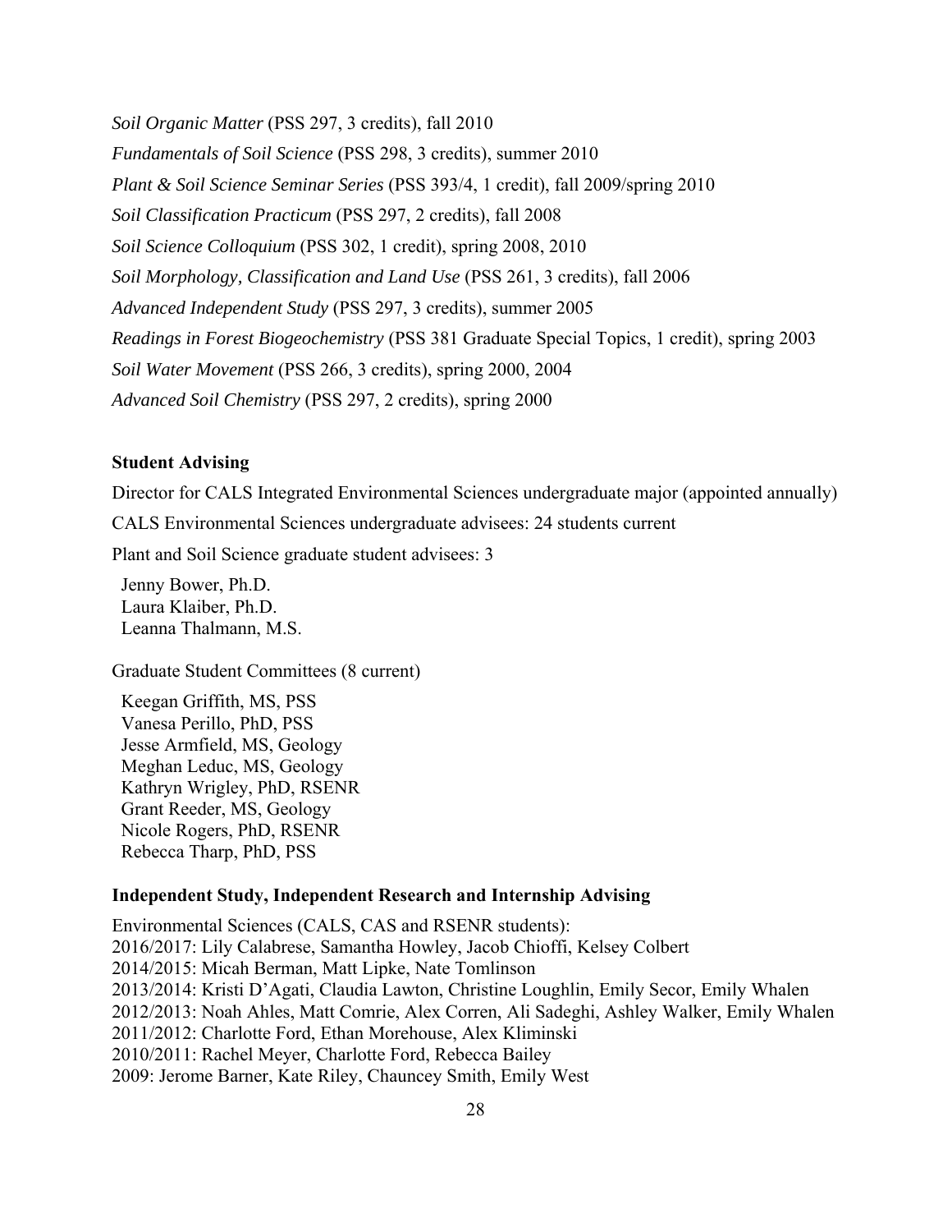*Soil Organic Matter* (PSS 297, 3 credits), fall 2010

*Fundamentals of Soil Science* (PSS 298, 3 credits), summer 2010

*Plant & Soil Science Seminar Series* (PSS 393/4, 1 credit), fall 2009/spring 2010

*Soil Classification Practicum* (PSS 297, 2 credits), fall 2008

*Soil Science Colloquium* (PSS 302, 1 credit), spring 2008, 2010

*Soil Morphology, Classification and Land Use* (PSS 261, 3 credits), fall 2006

*Advanced Independent Study* (PSS 297, 3 credits), summer 2005

*Readings in Forest Biogeochemistry* (PSS 381 Graduate Special Topics, 1 credit), spring 2003

*Soil Water Movement* (PSS 266, 3 credits), spring 2000, 2004

*Advanced Soil Chemistry* (PSS 297, 2 credits), spring 2000

**Student Advising**

Director for CALS Integrated Environmental Sciences undergraduate major (appointed annually)

CALS Environmental Sciences undergraduate advisees: 24 students current

Plant and Soil Science graduate student advisees: 3

Jenny Bower, Ph.D.  
Laura Klaiber, Ph.D.  
Leanna Thalmann, M.S.

Graduate Student Committees (8 current)

Keegan Griffith, MS, PSS  
Vanesa Perillo, PhD, PSS  
Jesse Armfield, MS, Geology  
Meghan Leduc, MS, Geology  
Kathryn Wrigley, PhD, RSENR  
Grant Reeder, MS, Geology  
Nicole Rogers, PhD, RSENR  
Rebecca Tharp, PhD, PSS

**Independent Study, Independent Research and Internship Advising**

Environmental Sciences (CALS, CAS and RSENR students):  
2016/2017: Lily Calabrese, Samantha Howley, Jacob Chioffi, Kelsey Colbert  
2014/2015: Micah Berman, Matt Lipke, Nate Tomlinson  
2013/2014: Kristi D'Agati, Claudia Lawton, Christine Loughlin, Emily Secor, Emily Whalen  
2012/2013: Noah Ahles, Matt Comrie, Alex Corren, Ali Sadeghi, Ashley Walker, Emily Whalen  
2011/2012: Charlotte Ford, Ethan Morehouse, Alex Kliminski  
2010/2011: Rachel Meyer, Charlotte Ford, Rebecca Bailey  
2009: Jerome Barner, Kate Riley, Chauncey Smith, Emily West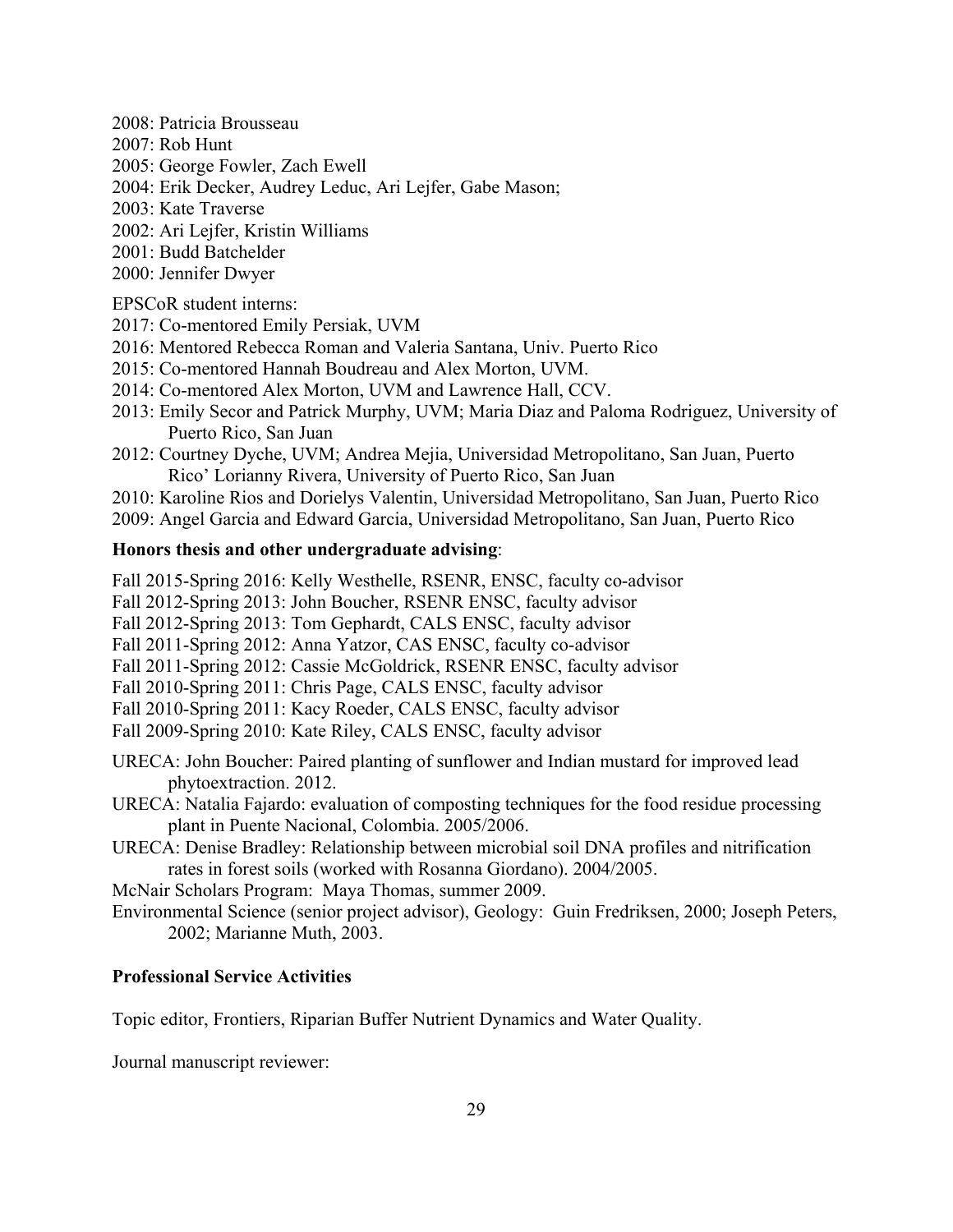2008: Patricia Brousseau
2007: Rob Hunt
2005: George Fowler, Zach Ewell
2004: Erik Decker, Audrey Leduc, Ari Lejfer, Gabe Mason;
2003: Kate Traverse
2002: Ari Lejfer, Kristin Williams
2001: Budd Batchelder
2000: Jennifer Dwyer

EPSCoR student interns:
2017: Co-mentored Emily Persiak, UVM
2016: Mentored Rebecca Roman and Valeria Santana, Univ. Puerto Rico
2015: Co-mentored Hannah Boudreau and Alex Morton, UVM.
2014: Co-mentored Alex Morton, UVM and Lawrence Hall, CCV.
2013: Emily Secor and Patrick Murphy, UVM; Maria Diaz and Paloma Rodriguez, University of Puerto Rico, San Juan
2012: Courtney Dyche, UVM; Andrea Mejia, Universidad Metropolitano, San Juan, Puerto Rico' Lorianny Rivera, University of Puerto Rico, San Juan
2010: Karoline Rios and Dorielys Valentin, Universidad Metropolitano, San Juan, Puerto Rico
2009: Angel Garcia and Edward Garcia, Universidad Metropolitano, San Juan, Puerto Rico

**Honors thesis and other undergraduate advising**:

Fall 2015-Spring 2016: Kelly Westhelle, RSENR, ENSC, faculty co-advisor
Fall 2012-Spring 2013: John Boucher, RSENR ENSC, faculty advisor
Fall 2012-Spring 2013: Tom Gephardt, CALS ENSC, faculty advisor
Fall 2011-Spring 2012: Anna Yatzor, CAS ENSC, faculty co-advisor
Fall 2011-Spring 2012: Cassie McGoldrick, RSENR ENSC, faculty advisor
Fall 2010-Spring 2011: Chris Page, CALS ENSC, faculty advisor
Fall 2010-Spring 2011: Kacy Roeder, CALS ENSC, faculty advisor
Fall 2009-Spring 2010: Kate Riley, CALS ENSC, faculty advisor

URECA: John Boucher: Paired planting of sunflower and Indian mustard for improved lead phytoextraction. 2012.
URECA: Natalia Fajardo: evaluation of composting techniques for the food residue processing plant in Puente Nacional, Colombia. 2005/2006.
URECA: Denise Bradley: Relationship between microbial soil DNA profiles and nitrification rates in forest soils (worked with Rosanna Giordano). 2004/2005.
McNair Scholars Program: Maya Thomas, summer 2009.
Environmental Science (senior project advisor), Geology: Guin Fredriksen, 2000; Joseph Peters, 2002; Marianne Muth, 2003.

**Professional Service Activities**

Topic editor, Frontiers, Riparian Buffer Nutrient Dynamics and Water Quality.

Journal manuscript reviewer: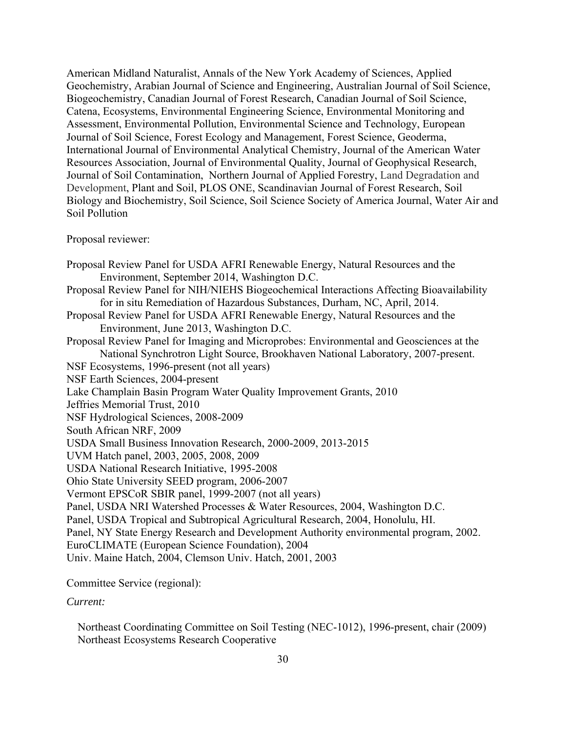American Midland Naturalist, Annals of the New York Academy of Sciences, Applied Geochemistry, Arabian Journal of Science and Engineering, Australian Journal of Soil Science, Biogeochemistry, Canadian Journal of Forest Research, Canadian Journal of Soil Science, Catena, Ecosystems, Environmental Engineering Science, Environmental Monitoring and Assessment, Environmental Pollution, Environmental Science and Technology, European Journal of Soil Science, Forest Ecology and Management, Forest Science, Geoderma, International Journal of Environmental Analytical Chemistry, Journal of the American Water Resources Association, Journal of Environmental Quality, Journal of Geophysical Research, Journal of Soil Contamination, Northern Journal of Applied Forestry, Land Degradation and Development, Plant and Soil, PLOS ONE, Scandinavian Journal of Forest Research, Soil Biology and Biochemistry, Soil Science, Soil Science Society of America Journal, Water Air and Soil Pollution

Proposal reviewer:

Proposal Review Panel for USDA AFRI Renewable Energy, Natural Resources and the Environment, September 2014, Washington D.C.
Proposal Review Panel for NIH/NIEHS Biogeochemical Interactions Affecting Bioavailability for in situ Remediation of Hazardous Substances, Durham, NC, April, 2014.
Proposal Review Panel for USDA AFRI Renewable Energy, Natural Resources and the Environment, June 2013, Washington D.C.
Proposal Review Panel for Imaging and Microprobes: Environmental and Geosciences at the National Synchrotron Light Source, Brookhaven National Laboratory, 2007-present.
NSF Ecosystems, 1996-present (not all years)
NSF Earth Sciences, 2004-present
Lake Champlain Basin Program Water Quality Improvement Grants, 2010
Jeffries Memorial Trust, 2010
NSF Hydrological Sciences, 2008-2009
South African NRF, 2009
USDA Small Business Innovation Research, 2000-2009, 2013-2015
UVM Hatch panel, 2003, 2005, 2008, 2009
USDA National Research Initiative, 1995-2008
Ohio State University SEED program, 2006-2007
Vermont EPSCoR SBIR panel, 1999-2007 (not all years)
Panel, USDA NRI Watershed Processes & Water Resources, 2004, Washington D.C.
Panel, USDA Tropical and Subtropical Agricultural Research, 2004, Honolulu, HI.
Panel, NY State Energy Research and Development Authority environmental program, 2002.
EuroCLIMATE (European Science Foundation), 2004
Univ. Maine Hatch, 2004, Clemson Univ. Hatch, 2001, 2003

Committee Service (regional):

*Current:*

Northeast Coordinating Committee on Soil Testing (NEC-1012), 1996-present, chair (2009)
Northeast Ecosystems Research Cooperative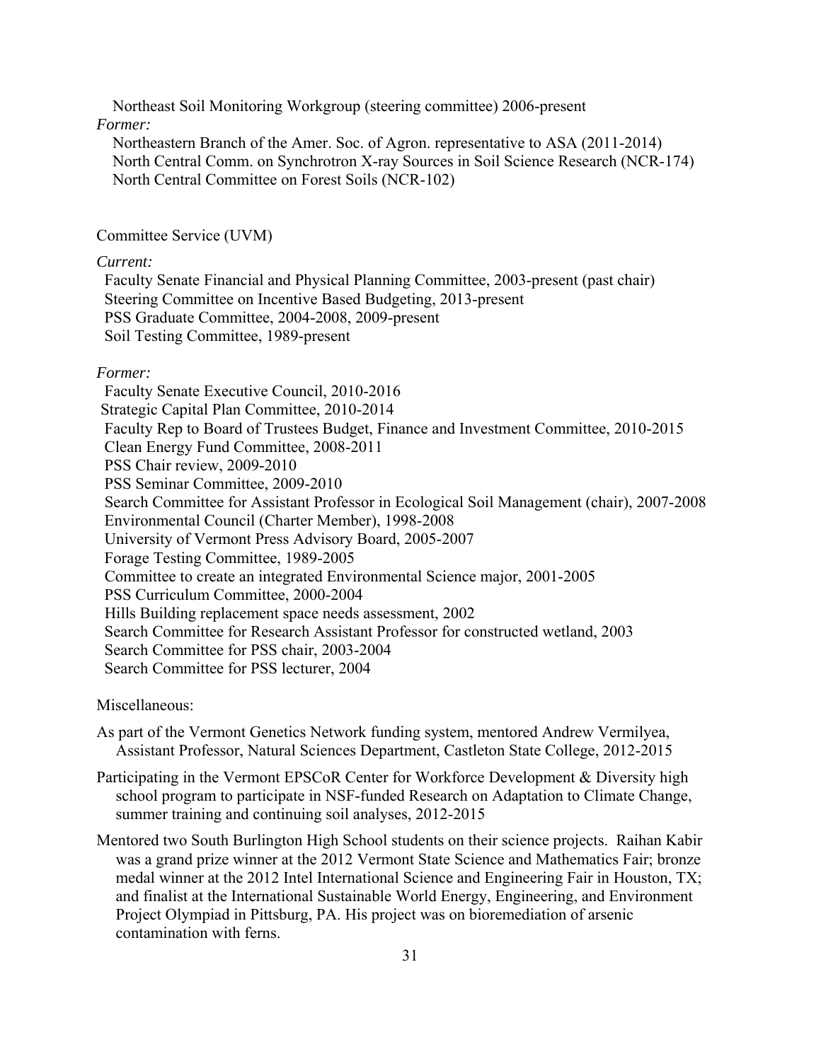Northeast Soil Monitoring Workgroup (steering committee) 2006-present

*Former:*

Northeastern Branch of the Amer. Soc. of Agron. representative to ASA (2011-2014)
North Central Comm. on Synchrotron X-ray Sources in Soil Science Research (NCR-174)
North Central Committee on Forest Soils (NCR-102)

Committee Service (UVM)

*Current:*

Faculty Senate Financial and Physical Planning Committee, 2003-present (past chair)
Steering Committee on Incentive Based Budgeting, 2013-present
PSS Graduate Committee, 2004-2008, 2009-present
Soil Testing Committee, 1989-present

*Former:*

Faculty Senate Executive Council, 2010-2016
Strategic Capital Plan Committee, 2010-2014
Faculty Rep to Board of Trustees Budget, Finance and Investment Committee, 2010-2015
Clean Energy Fund Committee, 2008-2011
PSS Chair review, 2009-2010
PSS Seminar Committee, 2009-2010
Search Committee for Assistant Professor in Ecological Soil Management (chair), 2007-2008
Environmental Council (Charter Member), 1998-2008
University of Vermont Press Advisory Board, 2005-2007
Forage Testing Committee, 1989-2005
Committee to create an integrated Environmental Science major, 2001-2005
PSS Curriculum Committee, 2000-2004
Hills Building replacement space needs assessment, 2002
Search Committee for Research Assistant Professor for constructed wetland, 2003
Search Committee for PSS chair, 2003-2004
Search Committee for PSS lecturer, 2004

Miscellaneous:

As part of the Vermont Genetics Network funding system, mentored Andrew Vermilyea, Assistant Professor, Natural Sciences Department, Castleton State College, 2012-2015

Participating in the Vermont EPSCoR Center for Workforce Development & Diversity high school program to participate in NSF-funded Research on Adaptation to Climate Change, summer training and continuing soil analyses, 2012-2015

Mentored two South Burlington High School students on their science projects. Raihan Kabir was a grand prize winner at the 2012 Vermont State Science and Mathematics Fair; bronze medal winner at the 2012 Intel International Science and Engineering Fair in Houston, TX; and finalist at the International Sustainable World Energy, Engineering, and Environment Project Olympiad in Pittsburg, PA. His project was on bioremediation of arsenic contamination with ferns.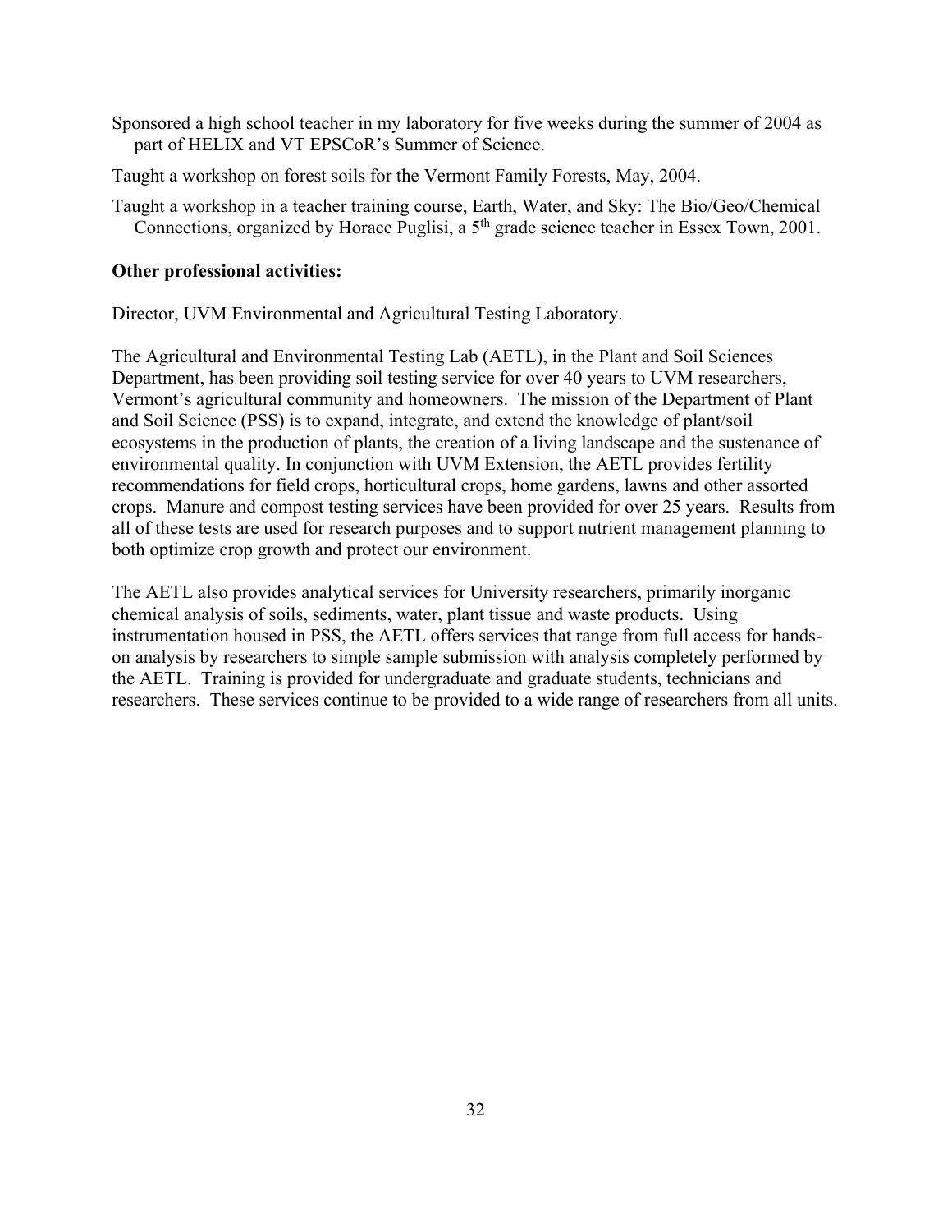Sponsored a high school teacher in my laboratory for five weeks during the summer of 2004 as part of HELIX and VT EPSCoR's Summer of Science.

Taught a workshop on forest soils for the Vermont Family Forests, May, 2004.

Taught a workshop in a teacher training course, Earth, Water, and Sky: The Bio/Geo/Chemical Connections, organized by Horace Puglisi, a 5th grade science teacher in Essex Town, 2001.

**Other professional activities:**

Director, UVM Environmental and Agricultural Testing Laboratory.

The Agricultural and Environmental Testing Lab (AETL), in the Plant and Soil Sciences Department, has been providing soil testing service for over 40 years to UVM researchers, Vermont's agricultural community and homeowners. The mission of the Department of Plant and Soil Science (PSS) is to expand, integrate, and extend the knowledge of plant/soil ecosystems in the production of plants, the creation of a living landscape and the sustenance of environmental quality. In conjunction with UVM Extension, the AETL provides fertility recommendations for field crops, horticultural crops, home gardens, lawns and other assorted crops. Manure and compost testing services have been provided for over 25 years. Results from all of these tests are used for research purposes and to support nutrient management planning to both optimize crop growth and protect our environment.

The AETL also provides analytical services for University researchers, primarily inorganic chemical analysis of soils, sediments, water, plant tissue and waste products. Using instrumentation housed in PSS, the AETL offers services that range from full access for hands-on analysis by researchers to simple sample submission with analysis completely performed by the AETL. Training is provided for undergraduate and graduate students, technicians and researchers. These services continue to be provided to a wide range of researchers from all units.